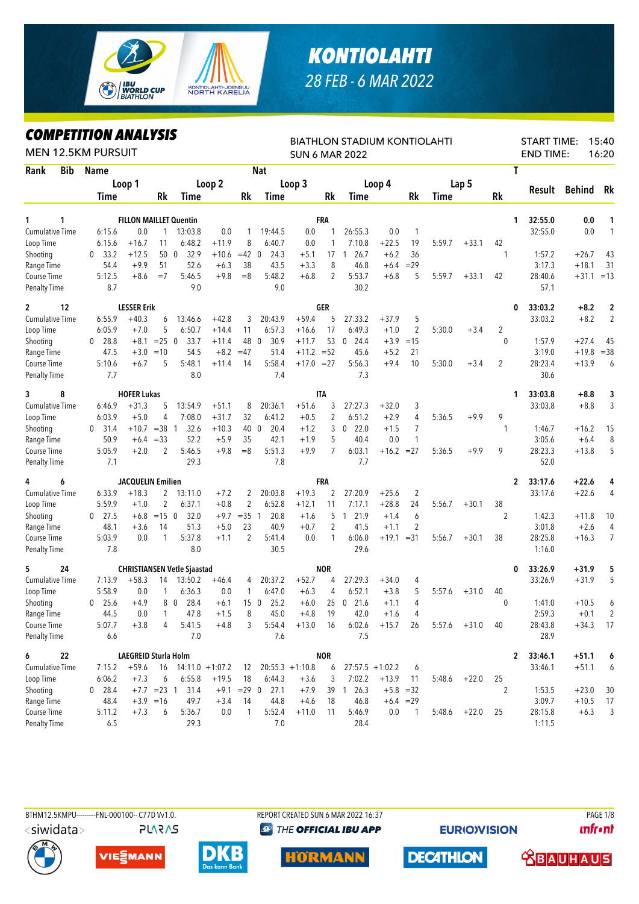# KONTIOLAHTI

28 FEB - 6 MAR 2022

## COMPETITION ANALYSIS

MEN 12.5KM PURSUIT

BIATHLON STADIUM KONTIOLAHTI

SUN 6 MAR 2022

START TIME: 15:40
END TIME: 16:20

| Rank | Bib | Name | | | Nat | | | | | | | | | | | | | T | Result | Behind | Rk |
|---|---|---|---|---|---|---|---|---|---|---|---|---|---|---|---|---|---|---|---|---|---|
| | | Loop 1 Time | | Rk | Loop 2 Time | | Rk | Loop 3 Time | | Rk | Loop 4 Time | | Rk | Lap 5 Time | | Rk | | | | | |
| 1 | 1 | FILLON MAILLET Quentin | | | FRA | | | | | | | | | | | | | 1 | 32:55.0 | 0.0 | 1 |
| Cumulative Time | | 6:15.6 | 0.0 | 1 | 13:03.8 | 0.0 | 1 | 19:44.5 | 0.0 | 1 | 26:55.3 | 0.0 | 1 | | | | | | 32:55.0 | 0.0 | 1 |
| Loop Time | | 6:15.6 | +16.7 | 11 | 6:48.2 | +11.9 | 8 | 6:40.7 | 0.0 | 1 | 7:10.8 | +22.5 | 19 | 5:59.7 | +33.1 | 42 | | | | | |
| Shooting | | 0 33.2 | +12.5 | 50 | 0 32.9 | +10.6 | =42 | 0 24.3 | +5.1 | 17 | 1 26.7 | +6.2 | 36 | | | | 1 | | 1:57.2 | +26.7 | 43 |
| Range Time | | 54.4 | +9.9 | 51 | 52.6 | +6.3 | 38 | 43.5 | +3.3 | 8 | 46.8 | +6.4 | =29 | | | | | | 3:17.3 | +18.1 | 31 |
| Course Time | | 5:12.5 | +8.6 | =7 | 5:46.5 | +9.8 | =8 | 5:48.2 | +6.8 | 2 | 5:53.7 | +6.8 | 5 | 5:59.7 | +33.1 | 42 | | | 28:40.6 | +31.1 | =13 |
| Penalty Time | | 8.7 | | | 9.0 | | | 9.0 | | | 30.2 | | | | | | | | 57.1 | | |
| 2 | 12 | LESSER Erik | | | GER | | | | | | | | | | | | | 0 | 33:03.2 | +8.2 | 2 |
| Cumulative Time | | 6:55.9 | +40.3 | 6 | 13:46.6 | +42.8 | 3 | 20:43.9 | +59.4 | 5 | 27:33.2 | +37.9 | 5 | | | | | | 33:03.2 | +8.2 | 2 |
| Loop Time | | 6:05.9 | +7.0 | 5 | 6:50.7 | +14.4 | 11 | 6:57.3 | +16.6 | 17 | 6:49.3 | +1.0 | 2 | 5:30.0 | +3.4 | 2 | | | | | |
| Shooting | | 0 28.8 | +8.1 | =25 | 0 33.7 | +11.4 | 48 | 0 30.9 | +11.7 | 53 | 0 24.4 | +3.9 | =15 | | | | 0 | | 1:57.9 | +27.4 | 45 |
| Range Time | | 47.5 | +3.0 | =10 | 54.5 | +8.2 | =47 | 51.4 | +11.2 | =52 | 45.6 | +5.2 | 21 | | | | | | 3:19.0 | +19.8 | =38 |
| Course Time | | 5:10.6 | +6.7 | 5 | 5:48.1 | +11.4 | 14 | 5:58.4 | +17.0 | =27 | 5:56.3 | +9.4 | 10 | 5:30.0 | +3.4 | 2 | | | 28:23.4 | +13.9 | 6 |
| Penalty Time | | 7.7 | | | 8.0 | | | 7.4 | | | 7.3 | | | | | | | | 30.6 | | |
| 3 | 8 | HOFER Lukas | | | ITA | | | | | | | | | | | | | 1 | 33:03.8 | +8.8 | 3 |
| Cumulative Time | | 6:46.9 | +31.3 | 5 | 13:54.9 | +51.1 | 8 | 20:36.1 | +51.6 | 3 | 27:27.3 | +32.0 | 3 | | | | | | 33:03.8 | +8.8 | 3 |
| Loop Time | | 6:03.9 | +5.0 | 4 | 7:08.0 | +31.7 | 32 | 6:41.2 | +0.5 | 2 | 6:51.2 | +2.9 | 4 | 5:36.5 | +9.9 | 9 | | | | | |
| Shooting | | 0 31.4 | +10.7 | =38 | 1 32.6 | +10.3 | 40 | 0 20.4 | +1.2 | 3 | 0 22.0 | +1.5 | 7 | | | | 1 | | 1:46.7 | +16.2 | 15 |
| Range Time | | 50.9 | +6.4 | =33 | 52.2 | +5.9 | 35 | 42.1 | +1.9 | 5 | 40.4 | 0.0 | 1 | | | | | | 3:05.6 | +6.4 | 8 |
| Course Time | | 5:05.9 | +2.0 | 2 | 5:46.5 | +9.8 | =8 | 5:51.3 | +9.9 | 7 | 6:03.1 | +16.2 | =27 | 5:36.5 | +9.9 | 9 | | | 28:23.3 | +13.8 | 5 |
| Penalty Time | | 7.1 | | | 29.3 | | | 7.8 | | | 7.7 | | | | | | | | 52.0 | | |
| 4 | 6 | JACQUELIN Emilien | | | FRA | | | | | | | | | | | | | 2 | 33:17.6 | +22.6 | 4 |
| Cumulative Time | | 6:33.9 | +18.3 | 2 | 13:11.0 | +7.2 | 2 | 20:03.8 | +19.3 | 2 | 27:20.9 | +25.6 | 2 | | | | | | 33:17.6 | +22.6 | 4 |
| Loop Time | | 5:59.9 | +1.0 | 2 | 6:37.1 | +0.8 | 2 | 6:52.8 | +12.1 | 11 | 7:17.1 | +28.8 | 24 | 5:56.7 | +30.1 | 38 | | | | | |
| Shooting | | 0 27.5 | +6.8 | =15 | 0 32.0 | +9.7 | =35 | 1 20.8 | +1.6 | 5 | 1 21.9 | +1.4 | 6 | | | | 2 | | 1:42.3 | +11.8 | 10 |
| Range Time | | 48.1 | +3.6 | 14 | 51.3 | +5.0 | 23 | 40.9 | +0.7 | 2 | 41.5 | +1.1 | 2 | | | | | | 3:01.8 | +2.6 | 4 |
| Course Time | | 5:03.9 | 0.0 | 1 | 5:37.8 | +1.1 | 2 | 5:41.4 | 0.0 | 1 | 6:06.0 | +19.1 | =31 | 5:56.7 | +30.1 | 38 | | | 28:25.8 | +16.3 | 7 |
| Penalty Time | | 7.8 | | | 8.0 | | | 30.5 | | | 29.6 | | | | | | | | 1:16.0 | | |
| 5 | 24 | CHRISTIANSEN Vetle Sjaastad | | | NOR | | | | | | | | | | | | | 0 | 33:26.9 | +31.9 | 5 |
| Cumulative Time | | 7:13.9 | +58.3 | 14 | 13:50.2 | +46.4 | 4 | 20:37.2 | +52.7 | 4 | 27:29.3 | +34.0 | 4 | | | | | | 33:26.9 | +31.9 | 5 |
| Loop Time | | 5:58.9 | 0.0 | 1 | 6:36.3 | 0.0 | 1 | 6:47.0 | +6.3 | 4 | 6:52.1 | +3.8 | 5 | 5:57.6 | +31.0 | 40 | | | | | |
| Shooting | | 0 25.6 | +4.9 | 8 | 0 28.4 | +6.1 | 15 | 0 25.2 | +6.0 | 25 | 0 21.6 | +1.1 | 4 | | | | 0 | | 1:41.0 | +10.5 | 6 |
| Range Time | | 44.5 | 0.0 | 1 | 47.8 | +1.5 | 8 | 45.0 | +4.8 | 19 | 42.0 | +1.6 | 4 | | | | | | 2:59.3 | +0.1 | 2 |
| Course Time | | 5:07.7 | +3.8 | 4 | 5:41.5 | +4.8 | 3 | 5:54.4 | +13.0 | 16 | 6:02.6 | +15.7 | 26 | 5:57.6 | +31.0 | 40 | | | 28:43.8 | +34.3 | 17 |
| Penalty Time | | 6.6 | | | 7.0 | | | 7.6 | | | 7.5 | | | | | | | | 28.9 | | |
| 6 | 22 | LAEGREID Sturla Holm | | | NOR | | | | | | | | | | | | | 2 | 33:46.1 | +51.1 | 6 |
| Cumulative Time | | 7:15.2 | +59.6 | 16 | 14:11.0 | +1:07.2 | 12 | 20:55.3 | +1:10.8 | 6 | 27:57.5 | +1:02.2 | 6 | | | | | | 33:46.1 | +51.1 | 6 |
| Loop Time | | 6:06.2 | +7.3 | 6 | 6:55.8 | +19.5 | 18 | 6:44.3 | +3.6 | 3 | 7:02.2 | +13.9 | 11 | 5:48.6 | +22.0 | 25 | | | | | |
| Shooting | | 0 28.4 | +7.7 | =23 | 1 31.4 | +9.1 | =29 | 0 27.1 | +7.9 | 39 | 1 26.3 | +5.8 | =32 | | | | 2 | | 1:53.5 | +23.0 | 30 |
| Range Time | | 48.4 | +3.9 | =16 | 49.7 | +3.4 | 14 | 44.8 | +4.6 | 18 | 46.8 | +6.4 | =29 | | | | | | 3:09.7 | +10.5 | 17 |
| Course Time | | 5:11.2 | +7.3 | 6 | 5:36.7 | 0.0 | 1 | 5:52.4 | +11.0 | 11 | 5:46.9 | 0.0 | 1 | 5:48.6 | +22.0 | 25 | | | 28:15.8 | +6.3 | 3 |
| Penalty Time | | 6.5 | | | 29.3 | | | 7.0 | | | 28.4 | | | | | | | | 1:11.5 | | |

BTHM12.5KMPU----------FNL-000100-- C77D Vv1.0. REPORT CREATED SUN 6 MAR 2022 16:37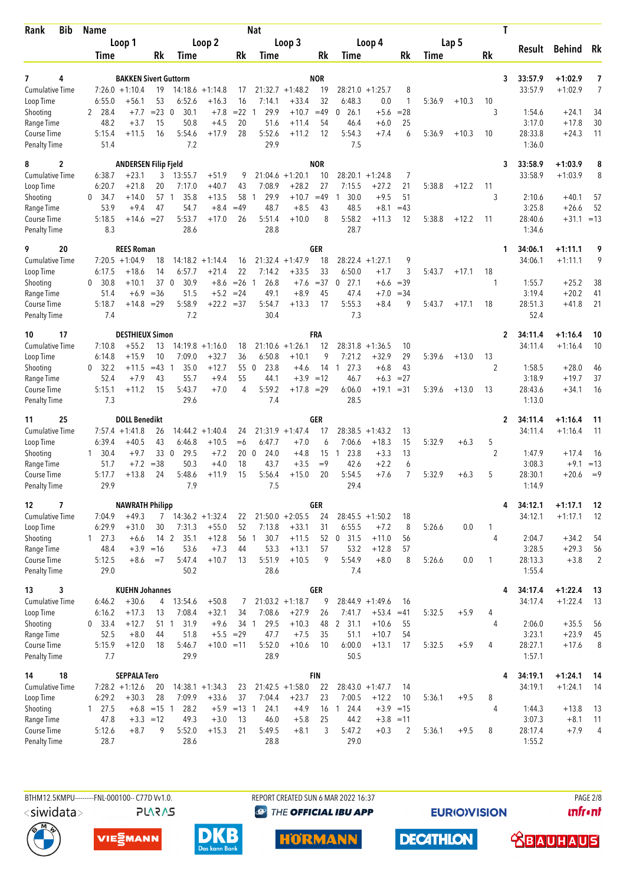| Rank | Bib | Name | | | | | | | | | Nat | | | | | | | | T | Result | Behind | Rk |
|---|---|---|---|---|---|---|---|---|---|---|---|---|---|---|---|---|---|---|---|---|---|---|
| | | Loop 1 | | | Loop 2 | | | Loop 3 | | | Loop 4 | | | Lap 5 | | | | | | | | |
| | | Time | | Rk | Time | | Rk | Time | | Rk | Time | | Rk | Time | | Rk | | | | | | |
| 7 | 4 | BAKKEN Sivert Guttorm | | | | | | | | | NOR | | | | | | | | 3 | 33:57.9 | +1:02.9 | 7 |
| Cumulative Time | | 7:26.0 | +1:10.4 | 19 | 14:18.6 | +1:14.8 | 17 | 21:32.7 | +1:48.2 | 19 | 28:21.0 | +1:25.7 | 8 | | | | | | | 33:57.9 | +1:02.9 | 7 |
| Loop Time | | 6:55.0 | +56.1 | 53 | 6:52.6 | +16.3 | 16 | 7:14.1 | +33.4 | 32 | 6:48.3 | 0.0 | 1 | 5:36.9 | +10.3 | 10 | | | | | | |
| Shooting | | 2 28.4 | +7.7 | =23 | 0 30.1 | +7.8 | =22 | 1 29.9 | +10.7 | =49 | 0 26.1 | +5.6 | =28 | | | | | | 3 | 1:54.6 | +24.1 | 34 |
| Range Time | | 48.2 | +3.7 | 15 | 50.8 | +4.5 | 20 | 51.6 | +11.4 | 54 | 46.4 | +6.0 | 25 | | | | | | | 3:17.0 | +17.8 | 30 |
| Course Time | | 5:15.4 | +11.5 | 16 | 5:54.6 | +17.9 | 28 | 5:52.6 | +11.2 | 12 | 5:54.3 | +7.4 | 6 | 5:36.9 | +10.3 | 10 | | | | 28:33.8 | +24.3 | 11 |
| Penalty Time | | 51.4 | | | 7.2 | | | 29.9 | | | 7.5 | | | | | | | | | 1:36.0 | | |
| 8 | 2 | ANDERSEN Filip Fjeld | | | | | | | | | NOR | | | | | | | | 3 | 33:58.9 | +1:03.9 | 8 |
| Cumulative Time | | 6:38.7 | +23.1 | 3 | 13:55.7 | +51.9 | 9 | 21:04.6 | +1:20.1 | 10 | 28:20.1 | +1:24.8 | 7 | | | | | | | 33:58.9 | +1:03.9 | 8 |
| Loop Time | | 6:20.7 | +21.8 | 20 | 7:17.0 | +40.7 | 43 | 7:08.9 | +28.2 | 27 | 7:15.5 | +27.2 | 21 | 5:38.8 | +12.2 | 11 | | | | | | |
| Shooting | | 0 34.7 | +14.0 | 57 | 1 35.8 | +13.5 | 58 | 1 29.9 | +10.7 | =49 | 1 30.0 | +9.5 | 51 | | | | | | 3 | 2:10.6 | +40.1 | 57 |
| Range Time | | 53.9 | +9.4 | 47 | 54.7 | +8.4 | =49 | 48.7 | +8.5 | 43 | 48.5 | +8.1 | =43 | | | | | | | 3:25.8 | +26.6 | 52 |
| Course Time | | 5:18.5 | +14.6 | =27 | 5:53.7 | +17.0 | 26 | 5:51.4 | +10.0 | 8 | 5:58.2 | +11.3 | 12 | 5:38.8 | +12.2 | 11 | | | | 28:40.6 | +31.1 | =13 |
| Penalty Time | | 8.3 | | | 28.6 | | | 28.8 | | | 28.7 | | | | | | | | | 1:34.6 | | |
| 9 | 20 | REES Roman | | | | | | | | | GER | | | | | | | | 1 | 34:06.1 | +1:11.1 | 9 |
| Cumulative Time | | 7:20.5 | +1:04.9 | 18 | 14:18.2 | +1:14.4 | 16 | 21:32.4 | +1:47.9 | 18 | 28:22.4 | +1:27.1 | 9 | | | | | | | 34:06.1 | +1:11.1 | 9 |
| Loop Time | | 6:17.5 | +18.6 | 14 | 6:57.7 | +21.4 | 22 | 7:14.2 | +33.5 | 33 | 6:50.0 | +1.7 | 3 | 5:43.7 | +17.1 | 18 | | | | | | |
| Shooting | | 0 30.8 | +10.1 | 37 | 0 30.9 | +8.6 | =26 | 1 26.8 | +7.6 | =37 | 0 27.1 | +6.6 | =39 | | | | | | 1 | 1:55.7 | +25.2 | 38 |
| Range Time | | 51.4 | +6.9 | =36 | 51.5 | +5.2 | =24 | 49.1 | +8.9 | 45 | 47.4 | +7.0 | =34 | | | | | | | 3:19.4 | +20.2 | 41 |
| Course Time | | 5:18.7 | +14.8 | =29 | 5:58.9 | +22.2 | =37 | 5:54.7 | +13.3 | 17 | 5:55.3 | +8.4 | 9 | 5:43.7 | +17.1 | 18 | | | | 28:51.3 | +41.8 | 21 |
| Penalty Time | | 7.4 | | | 7.2 | | | 30.4 | | | 7.3 | | | | | | | | | 52.4 | | |
| 10 | 17 | DESTHIEUX Simon | | | | | | | | | FRA | | | | | | | | 2 | 34:11.4 | +1:16.4 | 10 |
| Cumulative Time | | 7:10.8 | +55.2 | 13 | 14:19.8 | +1:16.0 | 18 | 21:10.6 | +1:26.1 | 12 | 28:31.8 | +1:36.5 | 10 | | | | | | | 34:11.4 | +1:16.4 | 10 |
| Loop Time | | 6:14.8 | +15.9 | 10 | 7:09.0 | +32.7 | 36 | 6:50.8 | +10.1 | 9 | 7:21.2 | +32.9 | 29 | 5:39.6 | +13.0 | 13 | | | | | | |
| Shooting | | 0 32.2 | +11.5 | =43 | 1 35.0 | +12.7 | 55 | 0 23.8 | +4.6 | 14 | 1 27.3 | +6.8 | 43 | | | | | | 2 | 1:58.5 | +28.0 | 46 |
| Range Time | | 52.4 | +7.9 | 43 | 55.7 | +9.4 | 55 | 44.1 | +3.9 | =12 | 46.7 | +6.3 | =27 | | | | | | | 3:18.9 | +19.7 | 37 |
| Course Time | | 5:15.1 | +11.2 | 15 | 5:43.7 | +7.0 | 4 | 5:59.2 | +17.8 | =29 | 6:06.0 | +19.1 | =31 | 5:39.6 | +13.0 | 13 | | | | 28:43.6 | +34.1 | 16 |
| Penalty Time | | 7.3 | | | 29.6 | | | 7.4 | | | 28.5 | | | | | | | | | 1:13.0 | | |
| 11 | 25 | DOLL Benedikt | | | | | | | | | GER | | | | | | | | 2 | 34:11.4 | +1:16.4 | 11 |
| Cumulative Time | | 7:57.4 | +1:41.8 | 26 | 14:44.2 | +1:40.4 | 24 | 21:31.9 | +1:47.4 | 17 | 28:38.5 | +1:43.2 | 13 | | | | | | | 34:11.4 | +1:16.4 | 11 |
| Loop Time | | 6:39.4 | +40.5 | 43 | 6:46.8 | +10.5 | =6 | 6:47.7 | +7.0 | 6 | 7:06.6 | +18.3 | 15 | 5:32.9 | +6.3 | 5 | | | | | | |
| Shooting | | 1 30.4 | +9.7 | 33 | 0 29.5 | +7.2 | 20 | 0 24.0 | +4.8 | 15 | 1 23.8 | +3.3 | 13 | | | | | | 2 | 1:47.9 | +17.4 | 16 |
| Range Time | | 51.7 | +7.2 | =38 | 50.3 | +4.0 | 18 | 43.7 | +3.5 | =9 | 42.6 | +2.2 | 6 | | | | | | | 3:08.3 | +9.1 | =13 |
| Course Time | | 5:17.7 | +13.8 | 24 | 5:48.6 | +11.9 | 15 | 5:56.4 | +15.0 | 20 | 5:54.5 | +7.6 | 7 | 5:32.9 | +6.3 | 5 | | | | 28:30.1 | +20.6 | =9 |
| Penalty Time | | 29.9 | | | 7.9 | | | 7.5 | | | 29.4 | | | | | | | | | 1:14.9 | | |
| 12 | 7 | NAWRATH Philipp | | | | | | | | | GER | | | | | | | | 4 | 34:12.1 | +1:17.1 | 12 |
| Cumulative Time | | 7:04.9 | +49.3 | 7 | 14:36.2 | +1:32.4 | 22 | 21:50.0 | +2:05.5 | 24 | 28:45.5 | +1:50.2 | 18 | | | | | | | 34:12.1 | +1:17.1 | 12 |
| Loop Time | | 6:29.9 | +31.0 | 30 | 7:31.3 | +55.0 | 52 | 7:13.8 | +33.1 | 31 | 6:55.5 | +7.2 | 8 | 5:26.6 | 0.0 | 1 | | | | | | |
| Shooting | | 1 27.3 | +6.6 | 14 | 2 35.1 | +12.8 | 56 | 1 30.7 | +11.5 | 52 | 0 31.5 | +11.0 | 56 | | | | | | 4 | 2:04.7 | +34.2 | 54 |
| Range Time | | 48.4 | +3.9 | =16 | 53.6 | +7.3 | 44 | 53.3 | +13.1 | 57 | 53.2 | +12.8 | 57 | | | | | | | 3:28.5 | +29.3 | 56 |
| Course Time | | 5:12.5 | +8.6 | =7 | 5:47.4 | +10.7 | 13 | 5:51.9 | +10.5 | 9 | 5:54.9 | +8.0 | 8 | 5:26.6 | 0.0 | 1 | | | | 28:13.3 | +3.8 | 2 |
| Penalty Time | | 29.0 | | | 50.2 | | | 28.6 | | | 7.4 | | | | | | | | | 1:55.4 | | |
| 13 | 3 | KUEHN Johannes | | | | | | | | | GER | | | | | | | | 4 | 34:17.4 | +1:22.4 | 13 |
| Cumulative Time | | 6:46.2 | +30.6 | 4 | 13:54.6 | +50.8 | 7 | 21:03.2 | +1:18.7 | 9 | 28:44.9 | +1:49.6 | 16 | | | | | | | 34:17.4 | +1:22.4 | 13 |
| Loop Time | | 6:16.2 | +17.3 | 13 | 7:08.4 | +32.1 | 34 | 7:08.6 | +27.9 | 26 | 7:41.7 | +53.4 | =41 | 5:32.5 | +5.9 | 4 | | | | | | |
| Shooting | | 0 33.4 | +12.7 | 51 | 1 31.9 | +9.6 | 34 | 1 29.5 | +10.3 | 48 | 2 31.1 | +10.6 | 55 | | | | | | 4 | 2:06.0 | +35.5 | 56 |
| Range Time | | 52.5 | +8.0 | 44 | 51.8 | +5.5 | =29 | 47.7 | +7.5 | 35 | 51.1 | +10.7 | 54 | | | | | | | 3:23.1 | +23.9 | 45 |
| Course Time | | 5:15.9 | +12.0 | 18 | 5:46.7 | +10.0 | =11 | 5:52.0 | +10.6 | 10 | 6:00.0 | +13.1 | 17 | 5:32.5 | +5.9 | 4 | | | | 28:27.1 | +17.6 | 8 |
| Penalty Time | | 7.7 | | | 29.9 | | | 28.9 | | | 50.5 | | | | | | | | | 1:57.1 | | |
| 14 | 18 | SEPPALA Tero | | | | | | | | | FIN | | | | | | | | 4 | 34:19.1 | +1:24.1 | 14 |
| Cumulative Time | | 7:28.2 | +1:12.6 | 20 | 14:38.1 | +1:34.3 | 23 | 21:42.5 | +1:58.0 | 22 | 28:43.0 | +1:47.7 | 14 | | | | | | | 34:19.1 | +1:24.1 | 14 |
| Loop Time | | 6:29.2 | +30.3 | 28 | 7:09.9 | +33.6 | 37 | 7:04.4 | +23.7 | 23 | 7:00.5 | +12.2 | 10 | 5:36.1 | +9.5 | 8 | | | | | | |
| Shooting | | 1 27.5 | +6.8 | =15 | 1 28.2 | +5.9 | =13 | 1 24.1 | +4.9 | 16 | 1 24.4 | +3.9 | =15 | | | | | | 4 | 1:44.3 | +13.8 | 13 |
| Range Time | | 47.8 | +3.3 | =12 | 49.3 | +3.0 | 13 | 46.0 | +5.8 | 25 | 44.2 | +3.8 | =11 | | | | | | | 3:07.3 | +8.1 | 11 |
| Course Time | | 5:12.6 | +8.7 | 9 | 5:52.0 | +15.3 | 21 | 5:49.5 | +8.1 | 3 | 5:47.2 | +0.3 | 2 | 5:36.1 | +9.5 | 8 | | | | 28:17.4 | +7.9 | 4 |
| Penalty Time | | 28.7 | | | 28.6 | | | 28.8 | | | 29.0 | | | | | | | | | 1:55.2 | | |

BTHM12.5KMPU---------FNL-000100-- C77D Vv1.0. REPORT CREATED SUN 6 MAR 2022 16:37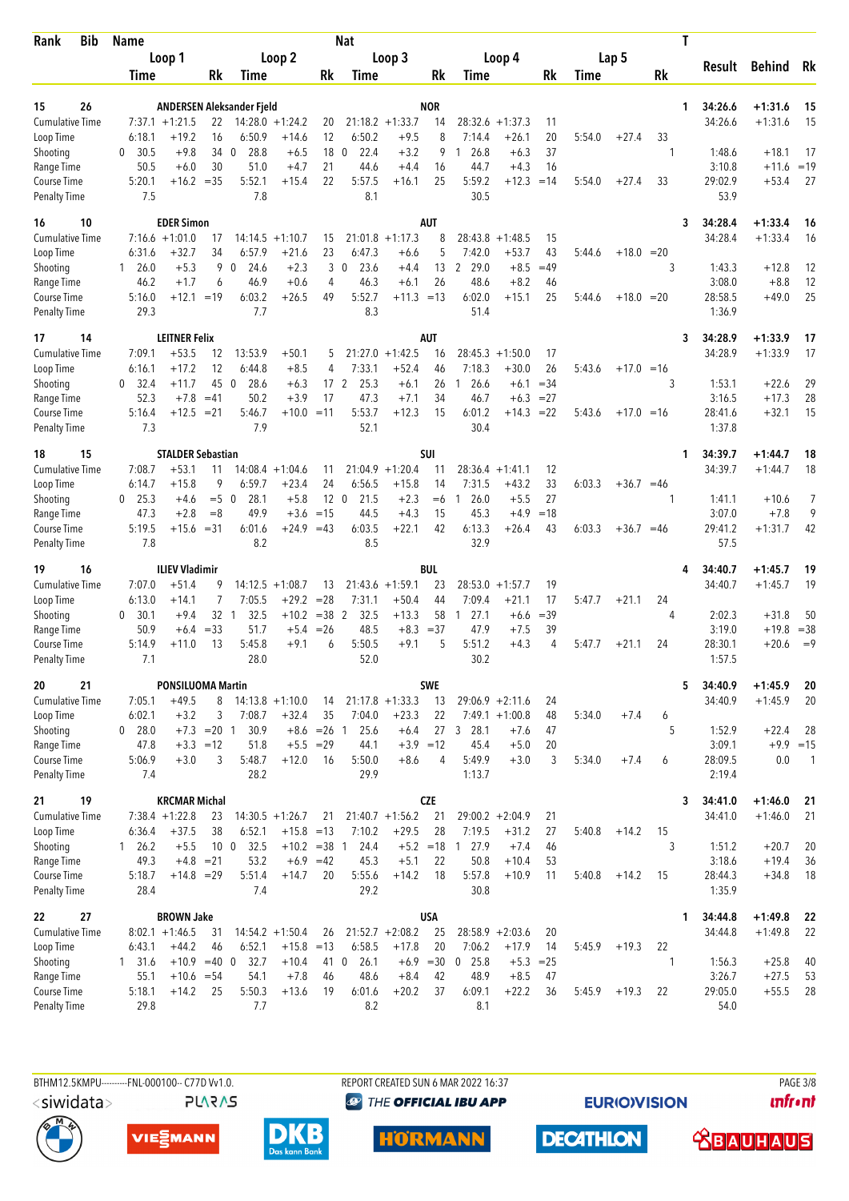| Rank | Bib | Name | | | | | | Nat | | | | | | | | | | T | Result | Behind | Rk |
|---|---|---|---|---|---|---|---|---|---|---|---|---|---|---|---|---|---|---|---|---|---|
| | | Loop 1 | | | Loop 2 | | | Loop 3 | | | Loop 4 | | | Lap 5 | | | | | | | |
| | | Time | | Rk | Time | | Rk | Time | | Rk | Time | | Rk | Time | | Rk | | | | | |
| 15 | 26 | ANDERSEN Aleksander Fjeld | | | | | | NOR | | | | | | | | | | 1 | 34:26.6 | +1:31.6 | 15 |
| Cumulative Time | | 7:37.1 | +1:21.5 | 22 | 14:28.0 | +1:24.2 | 20 | 21:18.2 | +1:33.7 | 14 | 28:32.6 | +1:37.3 | 11 | | | | | | 34:26.6 | +1:31.6 | 15 |
| Loop Time | | 6:18.1 | +19.2 | 16 | 6:50.9 | +14.6 | 12 | 6:50.2 | +9.5 | 8 | 7:14.4 | +26.1 | 20 | 5:54.0 | +27.4 | 33 | | | | | |
| Shooting | | 0 30.5 | +9.8 | 34 | 0 28.8 | +6.5 | 18 | 0 22.4 | +3.2 | 9 | 1 26.8 | +6.3 | 37 | | | | | 1 | 1:48.6 | +18.1 | 17 |
| Range Time | | 50.5 | +6.0 | 30 | 51.0 | +4.7 | 21 | 44.6 | +4.4 | 16 | 44.7 | +4.3 | 16 | | | | | | 3:10.8 | +11.6 | =19 |
| Course Time | | 5:20.1 | +16.2 | =35 | 5:52.1 | +15.4 | 22 | 5:57.5 | +16.1 | 25 | 5:59.2 | +12.3 | =14 | 5:54.0 | +27.4 | 33 | | | 29:02.9 | +53.4 | 27 |
| Penalty Time | | 7.5 | | | 7.8 | | | 8.1 | | | 30.5 | | | | | | | | 53.9 | | |
| 16 | 10 | EDER Simon | | | | | | AUT | | | | | | | | | | 3 | 34:28.4 | +1:33.4 | 16 |
| Cumulative Time | | 7:16.6 | +1:01.0 | 17 | 14:14.5 | +1:10.7 | 15 | 21:01.8 | +1:17.3 | 8 | 28:43.8 | +1:48.5 | 15 | | | | | | 34:28.4 | +1:33.4 | 16 |
| Loop Time | | 6:31.6 | +32.7 | 34 | 6:57.9 | +21.6 | 23 | 6:47.3 | +6.6 | 5 | 7:42.0 | +53.7 | 43 | 5:44.6 | +18.0 | =20 | | | | | |
| Shooting | | 1 26.0 | +5.3 | 9 | 0 24.6 | +2.3 | 3 | 0 23.6 | +4.4 | 13 | 2 29.0 | +8.5 | =49 | | | | | 3 | 1:43.3 | +12.8 | 12 |
| Range Time | | 46.2 | +1.7 | 6 | 46.9 | +0.6 | 4 | 46.3 | +6.1 | 26 | 48.6 | +8.2 | 46 | | | | | | 3:08.0 | +8.8 | 12 |
| Course Time | | 5:16.0 | +12.1 | =19 | 6:03.2 | +26.5 | 49 | 5:52.7 | +11.3 | =13 | 6:02.0 | +15.1 | 25 | 5:44.6 | +18.0 | =20 | | | 28:58.5 | +49.0 | 25 |
| Penalty Time | | 29.3 | | | 7.7 | | | 8.3 | | | 51.4 | | | | | | | | 1:36.9 | | |
| 17 | 14 | LEITNER Felix | | | | | | AUT | | | | | | | | | | 3 | 34:28.9 | +1:33.9 | 17 |
| Cumulative Time | | 7:09.1 | +53.5 | 12 | 13:53.9 | +50.1 | 5 | 21:27.0 | +1:42.5 | 16 | 28:45.3 | +1:50.0 | 17 | | | | | | 34:28.9 | +1:33.9 | 17 |
| Loop Time | | 6:16.1 | +17.2 | 12 | 6:44.8 | +8.5 | 4 | 7:33.1 | +52.4 | 46 | 7:18.3 | +30.0 | 26 | 5:43.6 | +17.0 | =16 | | | | | |
| Shooting | | 0 32.4 | +11.7 | 45 | 0 28.6 | +6.3 | 17 | 2 25.3 | +6.1 | 26 | 1 26.6 | +6.1 | =34 | | | | | 3 | 1:53.1 | +22.6 | 29 |
| Range Time | | 52.3 | +7.8 | =41 | 50.2 | +3.9 | 17 | 47.3 | +7.1 | 34 | 46.7 | +6.3 | =27 | | | | | | 3:16.5 | +17.3 | 28 |
| Course Time | | 5:16.4 | +12.5 | =21 | 5:46.7 | +10.0 | =11 | 5:53.7 | +12.3 | 15 | 6:01.2 | +14.3 | =22 | 5:43.6 | +17.0 | =16 | | | 28:41.6 | +32.1 | 15 |
| Penalty Time | | 7.3 | | | 7.9 | | | 52.1 | | | 30.4 | | | | | | | | 1:37.8 | | |
| 18 | 15 | STALDER Sebastian | | | | | | SUI | | | | | | | | | | 1 | 34:39.7 | +1:44.7 | 18 |
| Cumulative Time | | 7:08.7 | +53.1 | 11 | 14:08.4 | +1:04.6 | 11 | 21:04.9 | +1:20.4 | 11 | 28:36.4 | +1:41.1 | 12 | | | | | | 34:39.7 | +1:44.7 | 18 |
| Loop Time | | 6:14.7 | +15.8 | 9 | 6:59.7 | +23.4 | 24 | 6:56.5 | +15.8 | 14 | 7:31.5 | +43.2 | 33 | 6:03.3 | +36.7 | =46 | | | | | |
| Shooting | | 0 25.3 | +4.6 | =5 | 0 28.1 | +5.8 | 12 | 0 21.5 | +2.3 | =6 | 1 26.0 | +5.5 | 27 | | | | | 1 | 1:41.1 | +10.6 | 7 |
| Range Time | | 47.3 | +2.8 | =8 | 49.9 | +3.6 | =15 | 44.5 | +4.3 | 15 | 45.3 | +4.9 | =18 | | | | | | 3:07.0 | +7.8 | 9 |
| Course Time | | 5:19.5 | +15.6 | =31 | 6:01.6 | +24.9 | =43 | 6:03.5 | +22.1 | 42 | 6:13.3 | +26.4 | 43 | 6:03.3 | +36.7 | =46 | | | 29:41.2 | +1:31.7 | 42 |
| Penalty Time | | 7.8 | | | 8.2 | | | 8.5 | | | 32.9 | | | | | | | | 57.5 | | |
| 19 | 16 | ILIEV Vladimir | | | | | | BUL | | | | | | | | | | 4 | 34:40.7 | +1:45.7 | 19 |
| Cumulative Time | | 7:07.0 | +51.4 | 9 | 14:12.5 | +1:08.7 | 13 | 21:43.6 | +1:59.1 | 23 | 28:53.0 | +1:57.7 | 19 | | | | | | 34:40.7 | +1:45.7 | 19 |
| Loop Time | | 6:13.0 | +14.1 | 7 | 7:05.5 | +29.2 | =28 | 7:31.1 | +50.4 | 44 | 7:09.4 | +21.1 | 17 | 5:47.7 | +21.1 | 24 | | | | | |
| Shooting | | 0 30.1 | +9.4 | 32 | 1 32.5 | +10.2 | =38 | 2 32.5 | +13.3 | 58 | 1 27.1 | +6.6 | =39 | | | | | 4 | 2:02.3 | +31.8 | 50 |
| Range Time | | 50.9 | +6.4 | =33 | 51.7 | +5.4 | =26 | 48.5 | +8.3 | =37 | 47.9 | +7.5 | 39 | | | | | | 3:19.0 | +19.8 | =38 |
| Course Time | | 5:14.9 | +11.0 | 13 | 5:45.8 | +9.1 | 6 | 5:50.5 | +9.1 | 5 | 5:51.2 | +4.3 | 4 | 5:47.7 | +21.1 | 24 | | | 28:30.1 | +20.6 | =9 |
| Penalty Time | | 7.1 | | | 28.0 | | | 52.0 | | | 30.2 | | | | | | | | 1:57.5 | | |
| 20 | 21 | PONSILUOMA Martin | | | | | | SWE | | | | | | | | | | 5 | 34:40.9 | +1:45.9 | 20 |
| Cumulative Time | | 7:05.1 | +49.5 | 8 | 14:13.8 | +1:10.0 | 14 | 21:17.8 | +1:33.3 | 13 | 29:06.9 | +2:11.6 | 24 | | | | | | 34:40.9 | +1:45.9 | 20 |
| Loop Time | | 6:02.1 | +3.2 | 3 | 7:08.7 | +32.4 | 35 | 7:04.0 | +23.3 | 22 | 7:49.1 | +1:00.8 | 48 | 5:34.0 | +7.4 | 6 | | | | | |
| Shooting | | 0 28.0 | +7.3 | =20 | 1 30.9 | +8.6 | =26 | 1 25.6 | +6.4 | 27 | 3 28.1 | +7.6 | 47 | | | | | 5 | 1:52.9 | +22.4 | 28 |
| Range Time | | 47.8 | +3.3 | =12 | 51.8 | +5.5 | =29 | 44.1 | +3.9 | =12 | 45.4 | +5.0 | 20 | | | | | | 3:09.1 | +9.9 | =15 |
| Course Time | | 5:06.9 | +3.0 | 3 | 5:48.7 | +12.0 | 16 | 5:50.0 | +8.6 | 4 | 5:49.9 | +3.0 | 3 | 5:34.0 | +7.4 | 6 | | | 28:09.5 | 0.0 | 1 |
| Penalty Time | | 7.4 | | | 28.2 | | | 29.9 | | | 1:13.7 | | | | | | | | 2:19.4 | | |
| 21 | 19 | KRCMAR Michal | | | | | | CZE | | | | | | | | | | 3 | 34:41.0 | +1:46.0 | 21 |
| Cumulative Time | | 7:38.4 | +1:22.8 | 23 | 14:30.5 | +1:26.7 | 21 | 21:40.7 | +1:56.2 | 21 | 29:00.2 | +2:04.9 | 21 | | | | | | 34:41.0 | +1:46.0 | 21 |
| Loop Time | | 6:36.4 | +37.5 | 38 | 6:52.1 | +15.8 | =13 | 7:10.2 | +29.5 | 28 | 7:19.5 | +31.2 | 27 | 5:40.8 | +14.2 | 15 | | | | | |
| Shooting | | 1 26.2 | +5.5 | 10 | 0 32.5 | +10.2 | =38 | 1 24.4 | +5.2 | =18 | 1 27.9 | +7.4 | 46 | | | | | 3 | 1:51.2 | +20.7 | 20 |
| Range Time | | 49.3 | +4.8 | =21 | 53.2 | +6.9 | =42 | 45.3 | +5.1 | 22 | 50.8 | +10.4 | 53 | | | | | | 3:18.6 | +19.4 | 36 |
| Course Time | | 5:18.7 | +14.8 | =29 | 5:51.4 | +14.7 | 20 | 5:55.6 | +14.2 | 18 | 5:57.8 | +10.9 | 11 | 5:40.8 | +14.2 | 15 | | | 28:44.3 | +34.8 | 18 |
| Penalty Time | | 28.4 | | | 7.4 | | | 29.2 | | | 30.8 | | | | | | | | 1:35.9 | | |
| 22 | 27 | BROWN Jake | | | | | | USA | | | | | | | | | | 1 | 34:44.8 | +1:49.8 | 22 |
| Cumulative Time | | 8:02.1 | +1:46.5 | 31 | 14:54.2 | +1:50.4 | 26 | 21:52.7 | +2:08.2 | 25 | 28:58.9 | +2:03.6 | 20 | | | | | | 34:44.8 | +1:49.8 | 22 |
| Loop Time | | 6:43.1 | +44.2 | 46 | 6:52.1 | +15.8 | =13 | 6:58.5 | +17.8 | 20 | 7:06.2 | +17.9 | 14 | 5:45.9 | +19.3 | 22 | | | | | |
| Shooting | | 1 31.6 | +10.9 | =40 | 0 32.7 | +10.4 | 41 | 0 26.1 | +6.9 | =30 | 0 25.8 | +5.3 | =25 | | | | | 1 | 1:56.3 | +25.8 | 40 |
| Range Time | | 55.1 | +10.6 | =54 | 54.1 | +7.8 | 46 | 48.6 | +8.4 | 42 | 48.9 | +8.5 | 47 | | | | | | 3:26.7 | +27.5 | 53 |
| Course Time | | 5:18.1 | +14.2 | 25 | 5:50.3 | +13.6 | 19 | 6:01.6 | +20.2 | 37 | 6:09.1 | +22.2 | 36 | 5:45.9 | +19.3 | 22 | | | 29:05.0 | +55.5 | 28 |
| Penalty Time | | 29.8 | | | 7.7 | | | 8.2 | | | 8.1 | | | | | | | | 54.0 | | |

BTHM12.5KMPU---------FNL-000100-- C77D Vv1.0. REPORT CREATED SUN 6 MAR 2022 16:37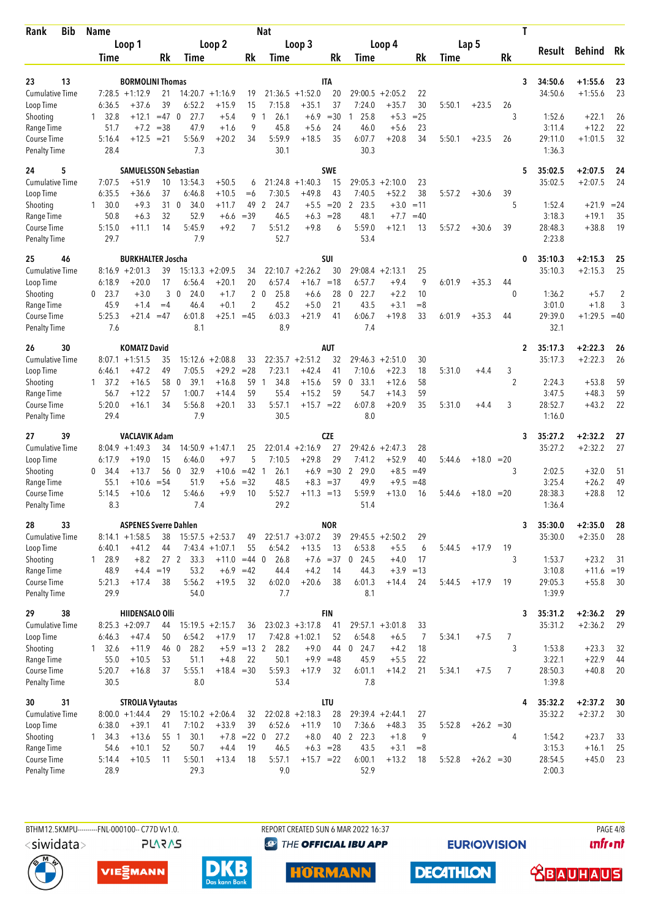| Rank | Bib | Name | | | Nat | | | | | | | | | | | | T | Result | Behind | Rk |
|---|---|---|---|---|---|---|---|---|---|---|---|---|---|---|---|---|---|---|---|---|
| | | Loop 1 | | | Loop 2 | | | Loop 3 | | | Loop 4 | | | Lap 5 | | | | | | |
| | | Time | | Rk | Time | | Rk | Time | | Rk | Time | | Rk | Time | | Rk | | | | |
| 23 | 13 | BORMOLINI Thomas | | | | | | ITA | | | | | | | | | 3 | 34:50.6 | +1:55.6 | 23 |
| Cumulative Time | | 7:28.5 | +1:12.9 | 21 | 14:20.7 | +1:16.9 | 19 | 21:36.5 | +1:52.0 | 20 | 29:00.5 | +2:05.2 | 22 | | | | | 34:50.6 | +1:55.6 | 23 |
| Loop Time | | 6:36.5 | +37.6 | 39 | 6:52.2 | +15.9 | 15 | 7:15.8 | +35.1 | 37 | 7:24.0 | +35.7 | 30 | 5:50.1 | +23.5 | 26 | | | | |
| Shooting | | 1 32.8 | +12.1 | =47 | 0 27.7 | +5.4 | 9 | 1 26.1 | +6.9 | =30 | 1 25.8 | +5.3 | =25 | | | | 3 | 1:52.6 | +22.1 | 26 |
| Range Time | | 51.7 | +7.2 | =38 | 47.9 | +1.6 | 9 | 45.8 | +5.6 | 24 | 46.0 | +5.6 | 23 | | | | | 3:11.4 | +12.2 | 22 |
| Course Time | | 5:16.4 | +12.5 | =21 | 5:56.9 | +20.2 | 34 | 5:59.9 | +18.5 | 35 | 6:07.7 | +20.8 | 34 | 5:50.1 | +23.5 | 26 | | 29:11.0 | +1:01.5 | 32 |
| Penalty Time | | 28.4 | | | 7.3 | | | 30.1 | | | 30.3 | | | | | | | 1:36.3 | | |
| 24 | 5 | SAMUELSSON Sebastian | | | | | | SWE | | | | | | | | | 5 | 35:02.5 | +2:07.5 | 24 |
| Cumulative Time | | 7:07.5 | +51.9 | 10 | 13:54.3 | +50.5 | 6 | 21:24.8 | +1:40.3 | 15 | 29:05.3 | +2:10.0 | 23 | | | | | 35:02.5 | +2:07.5 | 24 |
| Loop Time | | 6:35.5 | +36.6 | 37 | 6:46.8 | +10.5 | =6 | 7:30.5 | +49.8 | 43 | 7:40.5 | +52.2 | 38 | 5:57.2 | +30.6 | 39 | | | | |
| Shooting | | 1 30.0 | +9.3 | 31 | 0 34.0 | +11.7 | 49 | 2 24.7 | +5.5 | =20 | 2 23.5 | +3.0 | =11 | | | | 5 | 1:52.4 | +21.9 | =24 |
| Range Time | | 50.8 | +6.3 | 32 | 52.9 | +6.6 | =39 | 46.5 | +6.3 | =28 | 48.1 | +7.7 | =40 | | | | | 3:18.3 | +19.1 | 35 |
| Course Time | | 5:15.0 | +11.1 | 14 | 5:45.9 | +9.2 | 7 | 5:51.2 | +9.8 | 6 | 5:59.0 | +12.1 | 13 | 5:57.2 | +30.6 | 39 | | 28:48.3 | +38.8 | 19 |
| Penalty Time | | 29.7 | | | 7.9 | | | 52.7 | | | 53.4 | | | | | | | 2:23.8 | | |
| 25 | 46 | BURKHALTER Joscha | | | | | | SUI | | | | | | | | | 0 | 35:10.3 | +2:15.3 | 25 |
| Cumulative Time | | 8:16.9 | +2:01.3 | 39 | 15:13.3 | +2:09.5 | 34 | 22:10.7 | +2:26.2 | 30 | 29:08.4 | +2:13.1 | 25 | | | | | 35:10.3 | +2:15.3 | 25 |
| Loop Time | | 6:18.9 | +20.0 | 17 | 6:56.4 | +20.1 | 20 | 6:57.4 | +16.7 | =18 | 6:57.7 | +9.4 | 9 | 6:01.9 | +35.3 | 44 | | | | |
| Shooting | | 0 23.7 | +3.0 | 3 | 0 24.0 | +1.7 | 2 | 0 25.8 | +6.6 | 28 | 0 22.7 | +2.2 | 10 | | | | 0 | 1:36.2 | +5.7 | 2 |
| Range Time | | 45.9 | +1.4 | =4 | 46.4 | +0.1 | 2 | 45.2 | +5.0 | 21 | 43.5 | +3.1 | =8 | | | | | 3:01.0 | +1.8 | 3 |
| Course Time | | 5:25.3 | +21.4 | =47 | 6:01.8 | +25.1 | =45 | 6:03.3 | +21.9 | 41 | 6:06.7 | +19.8 | 33 | 6:01.9 | +35.3 | 44 | | 29:39.0 | +1:29.5 | =40 |
| Penalty Time | | 7.6 | | | 8.1 | | | 8.9 | | | 7.4 | | | | | | | 32.1 | | |
| 26 | 30 | KOMATZ David | | | | | | AUT | | | | | | | | | 2 | 35:17.3 | +2:22.3 | 26 |
| Cumulative Time | | 8:07.1 | +1:51.5 | 35 | 15:12.6 | +2:08.8 | 33 | 22:35.7 | +2:51.2 | 32 | 29:46.3 | +2:51.0 | 30 | | | | | 35:17.3 | +2:22.3 | 26 |
| Loop Time | | 6:46.1 | +47.2 | 49 | 7:05.5 | +29.2 | =28 | 7:23.1 | +42.4 | 41 | 7:10.6 | +22.3 | 18 | 5:31.0 | +4.4 | 3 | | | | |
| Shooting | | 1 37.2 | +16.5 | 58 | 0 39.1 | +16.8 | 59 | 1 34.8 | +15.6 | 59 | 0 33.1 | +12.6 | 58 | | | | 2 | 2:24.3 | +53.8 | 59 |
| Range Time | | 56.7 | +12.2 | 57 | 1:00.7 | +14.4 | 59 | 55.4 | +15.2 | 59 | 54.7 | +14.3 | 59 | | | | | 3:47.5 | +48.3 | 59 |
| Course Time | | 5:20.0 | +16.1 | 34 | 5:56.8 | +20.1 | 33 | 5:57.1 | +15.7 | =22 | 6:07.8 | +20.9 | 35 | 5:31.0 | +4.4 | 3 | | 28:52.7 | +43.2 | 22 |
| Penalty Time | | 29.4 | | | 7.9 | | | 30.5 | | | 8.0 | | | | | | | 1:16.0 | | |
| 27 | 39 | VACLAVIK Adam | | | | | | CZE | | | | | | | | | 3 | 35:27.2 | +2:32.2 | 27 |
| Cumulative Time | | 8:04.9 | +1:49.3 | 34 | 14:50.9 | +1:47.1 | 25 | 22:01.4 | +2:16.9 | 27 | 29:42.6 | +2:47.3 | 28 | | | | | 35:27.2 | +2:32.2 | 27 |
| Loop Time | | 6:17.9 | +19.0 | 15 | 6:46.0 | +9.7 | 5 | 7:10.5 | +29.8 | 29 | 7:41.2 | +52.9 | 40 | 5:44.6 | +18.0 | =20 | | | | |
| Shooting | | 0 34.4 | +13.7 | 56 | 0 32.9 | +10.6 | =42 | 1 26.1 | +6.9 | =30 | 2 29.0 | +8.5 | =49 | | | | 3 | 2:02.5 | +32.0 | 51 |
| Range Time | | 55.1 | +10.6 | =54 | 51.9 | +5.6 | =32 | 48.5 | +8.3 | =37 | 49.9 | +9.5 | =48 | | | | | 3:25.4 | +26.2 | 49 |
| Course Time | | 5:14.5 | +10.6 | 12 | 5:46.6 | +9.9 | 10 | 5:52.7 | +11.3 | =13 | 5:59.9 | +13.0 | 16 | 5:44.6 | +18.0 | =20 | | 28:38.3 | +28.8 | 12 |
| Penalty Time | | 8.3 | | | 7.4 | | | 29.2 | | | 51.4 | | | | | | | 1:36.4 | | |
| 28 | 33 | ASPENES Sverre Dahlen | | | | | | NOR | | | | | | | | | 3 | 35:30.0 | +2:35.0 | 28 |
| Cumulative Time | | 8:14.1 | +1:58.5 | 38 | 15:57.5 | +2:53.7 | 49 | 22:51.7 | +3:07.2 | 39 | 29:45.5 | +2:50.2 | 29 | | | | | 35:30.0 | +2:35.0 | 28 |
| Loop Time | | 6:40.1 | +41.2 | 44 | 7:43.4 | +1:07.1 | 55 | 6:54.2 | +13.5 | 13 | 6:53.8 | +5.5 | 6 | 5:44.5 | +17.9 | 19 | | | | |
| Shooting | | 1 28.9 | +8.2 | 27 | 2 33.3 | +11.0 | =44 | 0 26.8 | +7.6 | =37 | 0 24.5 | +4.0 | 17 | | | | 3 | 1:53.7 | +23.2 | 31 |
| Range Time | | 48.9 | +4.4 | =19 | 53.2 | +6.9 | =42 | 44.4 | +4.2 | 14 | 44.3 | +3.9 | =13 | | | | | 3:10.8 | +11.6 | =19 |
| Course Time | | 5:21.3 | +17.4 | 38 | 5:56.2 | +19.5 | 32 | 6:02.0 | +20.6 | 38 | 6:01.3 | +14.4 | 24 | 5:44.5 | +17.9 | 19 | | 29:05.3 | +55.8 | 30 |
| Penalty Time | | 29.9 | | | 54.0 | | | 7.7 | | | 8.1 | | | | | | | 1:39.9 | | |
| 29 | 38 | HIIDENSALO Olli | | | | | | FIN | | | | | | | | | 3 | 35:31.2 | +2:36.2 | 29 |
| Cumulative Time | | 8:25.3 | +2:09.7 | 44 | 15:19.5 | +2:15.7 | 36 | 23:02.3 | +3:17.8 | 41 | 29:57.1 | +3:01.8 | 33 | | | | | 35:31.2 | +2:36.2 | 29 |
| Loop Time | | 6:46.3 | +47.4 | 50 | 6:54.2 | +17.9 | 17 | 7:42.8 | +1:02.1 | 52 | 6:54.8 | +6.5 | 7 | 5:34.1 | +7.5 | 7 | | | | |
| Shooting | | 1 32.6 | +11.9 | 46 | 0 28.2 | +5.9 | =13 | 2 28.2 | +9.0 | 44 | 0 24.7 | +4.2 | 18 | | | | 3 | 1:53.8 | +23.3 | 32 |
| Range Time | | 55.0 | +10.5 | 53 | 51.1 | +4.8 | 22 | 50.1 | +9.9 | =48 | 45.9 | +5.5 | 22 | | | | | 3:22.1 | +22.9 | 44 |
| Course Time | | 5:20.7 | +16.8 | 37 | 5:55.1 | +18.4 | =30 | 5:59.3 | +17.9 | 32 | 6:01.1 | +14.2 | 21 | 5:34.1 | +7.5 | 7 | | 28:50.3 | +40.8 | 20 |
| Penalty Time | | 30.5 | | | 8.0 | | | 53.4 | | | 7.8 | | | | | | | 1:39.8 | | |
| 30 | 31 | STROLIA Vytautas | | | | | | LTU | | | | | | | | | 4 | 35:32.2 | +2:37.2 | 30 |
| Cumulative Time | | 8:00.0 | +1:44.4 | 29 | 15:10.2 | +2:06.4 | 32 | 22:02.8 | +2:18.3 | 28 | 29:39.4 | +2:44.1 | 27 | | | | | 35:32.2 | +2:37.2 | 30 |
| Loop Time | | 6:38.0 | +39.1 | 41 | 7:10.2 | +33.9 | 39 | 6:52.6 | +11.9 | 10 | 7:36.6 | +48.3 | 35 | 5:52.8 | +26.2 | =30 | | | | |
| Shooting | | 1 34.3 | +13.6 | 55 | 1 30.1 | +7.8 | =22 | 0 27.2 | +8.0 | 40 | 2 22.3 | +1.8 | 9 | | | | 4 | 1:54.2 | +23.7 | 33 |
| Range Time | | 54.6 | +10.1 | 52 | 50.7 | +4.4 | 19 | 46.5 | +6.3 | =28 | 43.5 | +3.1 | =8 | | | | | 3:15.3 | +16.1 | 25 |
| Course Time | | 5:14.4 | +10.5 | 11 | 5:50.1 | +13.4 | 18 | 5:57.1 | +15.7 | =22 | 6:00.1 | +13.2 | 18 | 5:52.8 | +26.2 | =30 | | 28:54.5 | +45.0 | 23 |
| Penalty Time | | 28.9 | | | 29.3 | | | 9.0 | | | 52.9 | | | | | | | 2:00.3 | | |

BTHM12.5KMPU---------FNL-000100-- C77D Vv1.0. REPORT CREATED SUN 6 MAR 2022 16:37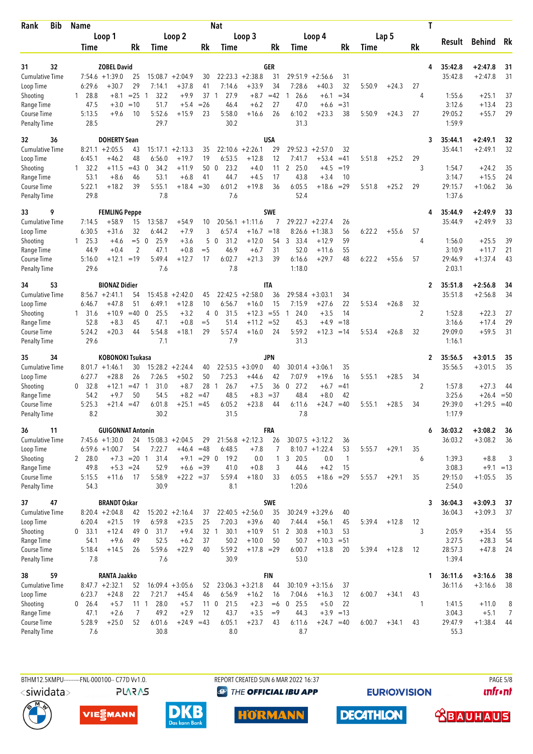| Rank | Bib | Name | | | | | | Nat | | | | | | | | | | T | Result | Behind | Rk |
|---|---|---|---|---|---|---|---|---|---|---|---|---|---|---|---|---|---|---|---|---|---|
| | | Loop 1 | | | Loop 2 | | | Loop 3 | | | Loop 4 | | | Lap 5 | | | | | | | |
| | | Time | | Rk | Time | | Rk | Time | | Rk | Time | | Rk | Time | | Rk | | | | | |
| 31 | 32 | ZOBEL David | | | | | | GER | | | | | | | | | | 4 | 35:42.8 | +2:47.8 | 31 |
| Cumulative Time | | 7:54.6 | +1:39.0 | 25 | 15:08.7 | +2:04.9 | 30 | 22:23.3 | +2:38.8 | 31 | 29:51.9 | +2:56.6 | 31 | | | | | | 35:42.8 | +2:47.8 | 31 |
| Loop Time | | 6:29.6 | +30.7 | 29 | 7:14.1 | +37.8 | 41 | 7:14.6 | +33.9 | 34 | 7:28.6 | +40.3 | 32 | 5:50.9 | +24.3 | 27 | | | | | |
| Shooting | | 1 28.8 | +8.1 | =25 | 1 32.2 | +9.9 | 37 | 1 27.9 | +8.7 | =42 | 1 26.6 | +6.1 | =34 | | | | 4 | | 1:55.6 | +25.1 | 37 |
| Range Time | | 47.5 | +3.0 | =10 | 51.7 | +5.4 | =26 | 46.4 | +6.2 | 27 | 47.0 | +6.6 | =31 | | | | | | 3:12.6 | +13.4 | 23 |
| Course Time | | 5:13.5 | +9.6 | 10 | 5:52.6 | +15.9 | 23 | 5:58.0 | +16.6 | 26 | 6:10.2 | +23.3 | 38 | 5:50.9 | +24.3 | 27 | | | 29:05.2 | +55.7 | 29 |
| Penalty Time | | 28.5 | | | 29.7 | | | 30.2 | | | 31.3 | | | | | | | | 1:59.9 | | |
| 32 | 36 | DOHERTY Sean | | | | | | USA | | | | | | | | | | 3 | 35:44.1 | +2:49.1 | 32 |
| Cumulative Time | | 8:21.1 | +2:05.5 | 43 | 15:17.1 | +2:13.3 | 35 | 22:10.6 | +2:26.1 | 29 | 29:52.3 | +2:57.0 | 32 | | | | | | 35:44.1 | +2:49.1 | 32 |
| Loop Time | | 6:45.1 | +46.2 | 48 | 6:56.0 | +19.7 | 19 | 6:53.5 | +12.8 | 12 | 7:41.7 | +53.4 | =41 | 5:51.8 | +25.2 | 29 | | | | | |
| Shooting | | 1 32.2 | +11.5 | =43 | 0 34.2 | +11.9 | 50 | 0 23.2 | +4.0 | 11 | 2 25.0 | +4.5 | =19 | | | | 3 | | 1:54.7 | +24.2 | 35 |
| Range Time | | 53.1 | +8.6 | 46 | 53.1 | +6.8 | 41 | 44.7 | +4.5 | 17 | 43.8 | +3.4 | 10 | | | | | | 3:14.7 | +15.5 | 24 |
| Course Time | | 5:22.1 | +18.2 | 39 | 5:55.1 | +18.4 | =30 | 6:01.2 | +19.8 | 36 | 6:05.5 | +18.6 | =29 | 5:51.8 | +25.2 | 29 | | | 29:15.7 | +1:06.2 | 36 |
| Penalty Time | | 29.8 | | | 7.8 | | | 7.6 | | | 52.4 | | | | | | | | 1:37.6 | | |
| 33 | 9 | FEMLING Peppe | | | | | | SWE | | | | | | | | | | 4 | 35:44.9 | +2:49.9 | 33 |
| Cumulative Time | | 7:14.5 | +58.9 | 15 | 13:58.7 | +54.9 | 10 | 20:56.1 | +1:11.6 | 7 | 29:22.7 | +2:27.4 | 26 | | | | | | 35:44.9 | +2:49.9 | 33 |
| Loop Time | | 6:30.5 | +31.6 | 32 | 6:44.2 | +7.9 | 3 | 6:57.4 | +16.7 | =18 | 8:26.6 | +1:38.3 | 56 | 6:22.2 | +55.6 | 57 | | | | | |
| Shooting | | 1 25.3 | +4.6 | =5 | 0 25.9 | +3.6 | 5 | 0 31.2 | +12.0 | 54 | 3 33.4 | +12.9 | 59 | | | | 4 | | 1:56.0 | +25.5 | 39 |
| Range Time | | 44.9 | +0.4 | 2 | 47.1 | +0.8 | =5 | 46.9 | +6.7 | 31 | 52.0 | +11.6 | 55 | | | | | | 3:10.9 | +11.7 | 21 |
| Course Time | | 5:16.0 | +12.1 | =19 | 5:49.4 | +12.7 | 17 | 6:02.7 | +21.3 | 39 | 6:16.6 | +29.7 | 48 | 6:22.2 | +55.6 | 57 | | | 29:46.9 | +1:37.4 | 43 |
| Penalty Time | | 29.6 | | | 7.6 | | | 7.8 | | | 1:18.0 | | | | | | | | 2:03.1 | | |
| 34 | 53 | BIONAZ Didier | | | | | | ITA | | | | | | | | | | 2 | 35:51.8 | +2:56.8 | 34 |
| Cumulative Time | | 8:56.7 | +2:41.1 | 54 | 15:45.8 | +2:42.0 | 45 | 22:42.5 | +2:58.0 | 36 | 29:58.4 | +3:03.1 | 34 | | | | | | 35:51.8 | +2:56.8 | 34 |
| Loop Time | | 6:46.7 | +47.8 | 51 | 6:49.1 | +12.8 | 10 | 6:56.7 | +16.0 | 15 | 7:15.9 | +27.6 | 22 | 5:53.4 | +26.8 | 32 | | | | | |
| Shooting | | 1 31.6 | +10.9 | =40 | 0 25.5 | +3.2 | 4 | 0 31.5 | +12.3 | =55 | 1 24.0 | +3.5 | 14 | | | | 2 | | 1:52.8 | +22.3 | 27 |
| Range Time | | 52.8 | +8.3 | 45 | 47.1 | +0.8 | =5 | 51.4 | +11.2 | =52 | 45.3 | +4.9 | =18 | | | | | | 3:16.6 | +17.4 | 29 |
| Course Time | | 5:24.2 | +20.3 | 44 | 5:54.8 | +18.1 | 29 | 5:57.4 | +16.0 | 24 | 5:59.2 | +12.3 | =14 | 5:53.4 | +26.8 | 32 | | | 29:09.0 | +59.5 | 31 |
| Penalty Time | | 29.6 | | | 7.1 | | | 7.9 | | | 31.3 | | | | | | | | 1:16.1 | | |
| 35 | 34 | KOBONOKI Tsukasa | | | | | | JPN | | | | | | | | | | 2 | 35:56.5 | +3:01.5 | 35 |
| Cumulative Time | | 8:01.7 | +1:46.1 | 30 | 15:28.2 | +2:24.4 | 40 | 22:53.5 | +3:09.0 | 40 | 30:01.4 | +3:06.1 | 35 | | | | | | 35:56.5 | +3:01.5 | 35 |
| Loop Time | | 6:27.7 | +28.8 | 26 | 7:26.5 | +50.2 | 50 | 7:25.3 | +44.6 | 42 | 7:07.9 | +19.6 | 16 | 5:55.1 | +28.5 | 34 | | | | | |
| Shooting | | 0 32.8 | +12.1 | =47 | 1 31.0 | +8.7 | 28 | 1 26.7 | +7.5 | 36 | 0 27.2 | +6.7 | =41 | | | | 2 | | 1:57.8 | +27.3 | 44 |
| Range Time | | 54.2 | +9.7 | 50 | 54.5 | +8.2 | =47 | 48.5 | +8.3 | =37 | 48.4 | +8.0 | 42 | | | | | | 3:25.6 | +26.4 | =50 |
| Course Time | | 5:25.3 | +21.4 | =47 | 6:01.8 | +25.1 | =45 | 6:05.2 | +23.8 | 44 | 6:11.6 | +24.7 | =40 | 5:55.1 | +28.5 | 34 | | | 29:39.0 | +1:29.5 | =40 |
| Penalty Time | | 8.2 | | | 30.2 | | | 31.5 | | | 7.8 | | | | | | | | 1:17.9 | | |
| 36 | 11 | GUIGONNAT Antonin | | | | | | FRA | | | | | | | | | | 6 | 36:03.2 | +3:08.2 | 36 |
| Cumulative Time | | 7:45.6 | +1:30.0 | 24 | 15:08.3 | +2:04.5 | 29 | 21:56.8 | +2:12.3 | 26 | 30:07.5 | +3:12.2 | 36 | | | | | | 36:03.2 | +3:08.2 | 36 |
| Loop Time | | 6:59.6 | +1:00.7 | 54 | 7:22.7 | +46.4 | =48 | 6:48.5 | +7.8 | 7 | 8:10.7 | +1:22.4 | 53 | 5:55.7 | +29.1 | 35 | | | | | |
| Shooting | | 2 28.0 | +7.3 | =20 | 1 31.4 | +9.1 | =29 | 0 19.2 | 0.0 | 1 | 3 20.5 | 0.0 | 1 | | | | 6 | | 1:39.3 | +8.8 | 3 |
| Range Time | | 49.8 | +5.3 | =24 | 52.9 | +6.6 | =39 | 41.0 | +0.8 | 3 | 44.6 | +4.2 | 15 | | | | | | 3:08.3 | +9.1 | =13 |
| Course Time | | 5:15.5 | +11.6 | 17 | 5:58.9 | +22.2 | =37 | 5:59.4 | +18.0 | 33 | 6:05.5 | +18.6 | =29 | 5:55.7 | +29.1 | 35 | | | 29:15.0 | +1:05.5 | 35 |
| Penalty Time | | 54.3 | | | 30.9 | | | 8.1 | | | 1:20.6 | | | | | | | | 2:54.0 | | |
| 37 | 47 | BRANDT Oskar | | | | | | SWE | | | | | | | | | | 3 | 36:04.3 | +3:09.3 | 37 |
| Cumulative Time | | 8:20.4 | +2:04.8 | 42 | 15:20.2 | +2:16.4 | 37 | 22:40.5 | +2:56.0 | 35 | 30:24.9 | +3:29.6 | 40 | | | | | | 36:04.3 | +3:09.3 | 37 |
| Loop Time | | 6:20.4 | +21.5 | 19 | 6:59.8 | +23.5 | 25 | 7:20.3 | +39.6 | 40 | 7:44.4 | +56.1 | 45 | 5:39.4 | +12.8 | 12 | | | | | |
| Shooting | | 0 33.1 | +12.4 | 49 | 0 31.7 | +9.4 | 32 | 1 30.1 | +10.9 | 51 | 2 30.8 | +10.3 | 53 | | | | 3 | | 2:05.9 | +35.4 | 55 |
| Range Time | | 54.1 | +9.6 | 49 | 52.5 | +6.2 | 37 | 50.2 | +10.0 | 50 | 50.7 | +10.3 | =51 | | | | | | 3:27.5 | +28.3 | 54 |
| Course Time | | 5:18.4 | +14.5 | 26 | 5:59.6 | +22.9 | 40 | 5:59.2 | +17.8 | =29 | 6:00.7 | +13.8 | 20 | 5:39.4 | +12.8 | 12 | | | 28:57.3 | +47.8 | 24 |
| Penalty Time | | 7.8 | | | 7.6 | | | 30.9 | | | 53.0 | | | | | | | | 1:39.4 | | |
| 38 | 59 | RANTA Jaakko | | | | | | FIN | | | | | | | | | | 1 | 36:11.6 | +3:16.6 | 38 |
| Cumulative Time | | 8:47.7 | +2:32.1 | 52 | 16:09.4 | +3:05.6 | 52 | 23:06.3 | +3:21.8 | 44 | 30:10.9 | +3:15.6 | 37 | | | | | | 36:11.6 | +3:16.6 | 38 |
| Loop Time | | 6:23.7 | +24.8 | 22 | 7:21.7 | +45.4 | 46 | 6:56.9 | +16.2 | 16 | 7:04.6 | +16.3 | 12 | 6:00.7 | +34.1 | 43 | | | | | |
| Shooting | | 0 26.4 | +5.7 | 11 | 1 28.0 | +5.7 | 11 | 0 21.5 | +2.3 | =6 | 0 25.5 | +5.0 | 22 | | | | 1 | | 1:41.5 | +11.0 | 8 |
| Range Time | | 47.1 | +2.6 | 7 | 49.2 | +2.9 | 12 | 43.7 | +3.5 | =9 | 44.3 | +3.9 | =13 | | | | | | 3:04.3 | +5.1 | 7 |
| Course Time | | 5:28.9 | +25.0 | 52 | 6:01.6 | +24.9 | =43 | 6:05.1 | +23.7 | 43 | 6:11.6 | +24.7 | =40 | 6:00.7 | +34.1 | 43 | | | 29:47.9 | +1:38.4 | 44 |
| Penalty Time | | 7.6 | | | 30.8 | | | 8.0 | | | 8.7 | | | | | | | | 55.3 | | |

BTHM12.5KMPU---------FNL-000100-- C77D Vv1.0. REPORT CREATED SUN 6 MAR 2022 16:37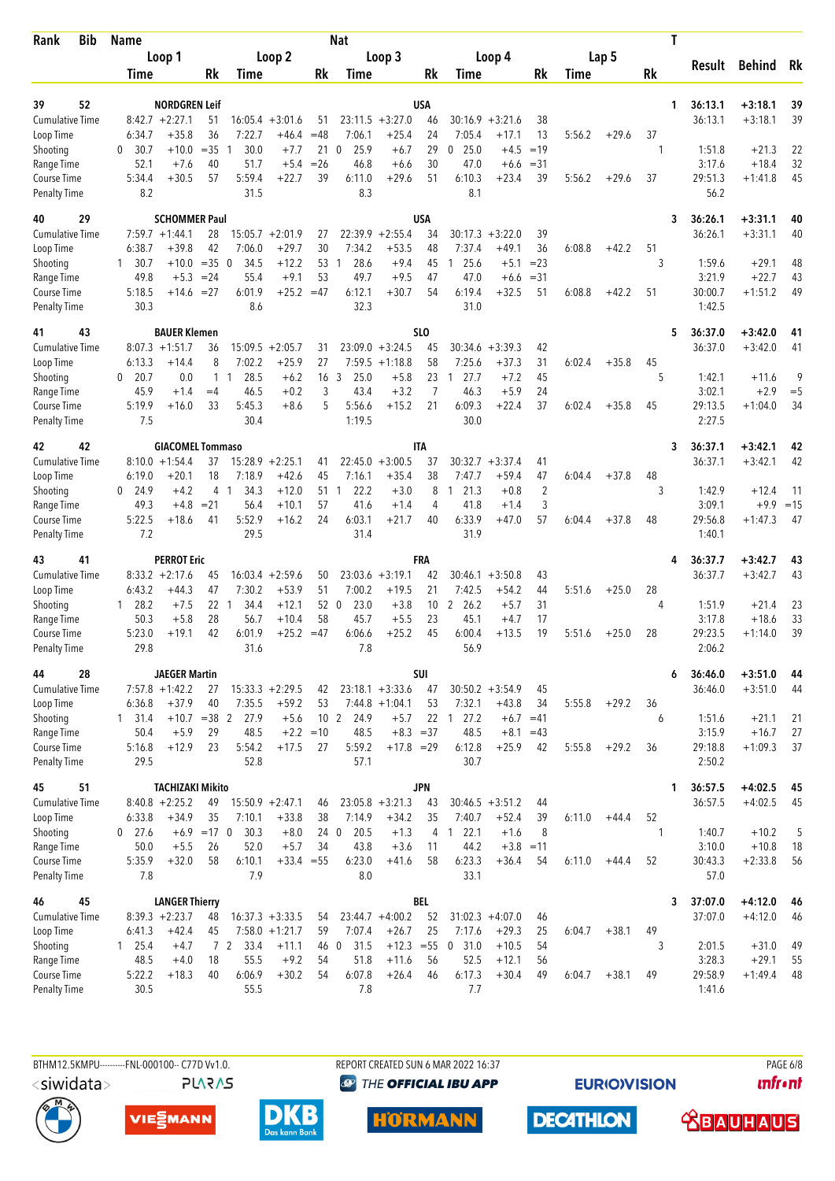| Rank | Bib | Name | | | Nat | | | | | | | | | T | Result | Behind | Rk |
|---|---|---|---|---|---|---|---|---|---|---|---|---|---|---|---|---|---|
| | | Loop 1 | | | Loop 2 | | Loop 3 | | | Loop 4 | | | Lap 5 | | | | |
| | | Time | | Rk | Time | Rk | Time | | Rk | Time | | Rk | Time | Rk | | | |
| 39 | 52 | NORDGREN Leif | | | | | USA | | | | | | | 1 | 36:13.1 | +3:18.1 | 39 |
| Cumulative Time | | 8:42.7 | +2:27.1 | 51 | 16:05.4 +3:01.6 | 51 | 23:11.5 | +3:27.0 | 46 | 30:16.9 | +3:21.6 | 38 | | | 36:13.1 | +3:18.1 | 39 |
| Loop Time | | 6:34.7 | +35.8 | 36 | 7:22.7 +46.4 | =48 | 7:06.1 | +25.4 | 24 | 7:05.4 | +17.1 | 13 | 5:56.2 +29.6 | 37 | | | |
| Shooting | | 0 30.7 | +10.0 | =35 | 1 30.0 +7.7 | 21 | 0 25.9 | +6.7 | 29 | 0 25.0 | +4.5 | =19 | | 1 | 1:51.8 | +21.3 | 22 |
| Range Time | | 52.1 | +7.6 | 40 | 51.7 +5.4 | =26 | 46.8 | +6.6 | 30 | 47.0 | +6.6 | =31 | | | 3:17.6 | +18.4 | 32 |
| Course Time | | 5:34.4 | +30.5 | 57 | 5:59.4 +22.7 | 39 | 6:11.0 | +29.6 | 51 | 6:10.3 | +23.4 | 39 | 5:56.2 +29.6 | 37 | 29:51.3 | +1:41.8 | 45 |
| Penalty Time | | 8.2 | | | 31.5 | | 8.3 | | | 8.1 | | | | | 56.2 | | |
| 40 | 29 | SCHOMMER Paul | | | | | USA | | | | | | | 3 | 36:26.1 | +3:31.1 | 40 |
| Cumulative Time | | 7:59.7 | +1:44.1 | 28 | 15:05.7 +2:01.9 | 27 | 22:39.9 | +2:55.4 | 34 | 30:17.3 | +3:22.0 | 39 | | | 36:26.1 | +3:31.1 | 40 |
| Loop Time | | 6:38.7 | +39.8 | 42 | 7:06.0 +29.7 | 30 | 7:34.2 | +53.5 | 48 | 7:37.4 | +49.1 | 36 | 6:08.8 +42.2 | 51 | | | |
| Shooting | | 1 30.7 | +10.0 | =35 | 0 34.5 +12.2 | 53 | 1 28.6 | +9.4 | 45 | 1 25.6 | +5.1 | =23 | | 3 | 1:59.6 | +29.1 | 48 |
| Range Time | | 49.8 | +5.3 | =24 | 55.4 +9.1 | 53 | 49.7 | +9.5 | 47 | 47.0 | +6.6 | =31 | | | 3:21.9 | +22.7 | 43 |
| Course Time | | 5:18.5 | +14.6 | =27 | 6:01.9 +25.2 | =47 | 6:12.1 | +30.7 | 54 | 6:19.4 | +32.5 | 51 | 6:08.8 +42.2 | 51 | 30:00.7 | +1:51.2 | 49 |
| Penalty Time | | 30.3 | | | 8.6 | | 32.3 | | | 31.0 | | | | | 1:42.5 | | |
| 41 | 43 | BAUER Klemen | | | | | SLO | | | | | | | 5 | 36:37.0 | +3:42.0 | 41 |
| Cumulative Time | | 8:07.3 | +1:51.7 | 36 | 15:09.5 +2:05.7 | 31 | 23:09.0 | +3:24.5 | 45 | 30:34.6 | +3:39.3 | 42 | | | 36:37.0 | +3:42.0 | 41 |
| Loop Time | | 6:13.3 | +14.4 | 8 | 7:02.2 +25.9 | 27 | 7:59.5 | +1:18.8 | 58 | 7:25.6 | +37.3 | 31 | 6:02.4 +35.8 | 45 | | | |
| Shooting | | 0 20.7 | 0.0 | 1 | 1 28.5 +6.2 | 16 | 3 25.0 | +5.8 | 23 | 1 27.7 | +7.2 | 45 | | 5 | 1:42.1 | +11.6 | 9 |
| Range Time | | 45.9 | +1.4 | =4 | 46.5 +0.2 | 3 | 43.4 | +3.2 | 7 | 46.3 | +5.9 | 24 | | | 3:02.1 | +2.9 | =5 |
| Course Time | | 5:19.9 | +16.0 | 33 | 5:45.3 +8.6 | 5 | 5:56.6 | +15.2 | 21 | 6:09.3 | +22.4 | 37 | 6:02.4 +35.8 | 45 | 29:13.5 | +1:04.0 | 34 |
| Penalty Time | | 7.5 | | | 30.4 | | 1:19.5 | | | 30.0 | | | | | 2:27.5 | | |
| 42 | 42 | GIACOMEL Tommaso | | | | | ITA | | | | | | | 3 | 36:37.1 | +3:42.1 | 42 |
| Cumulative Time | | 8:10.0 | +1:54.4 | 37 | 15:28.9 +2:25.1 | 41 | 22:45.0 | +3:00.5 | 37 | 30:32.7 | +3:37.4 | 41 | | | 36:37.1 | +3:42.1 | 42 |
| Loop Time | | 6:19.0 | +20.1 | 18 | 7:18.9 +42.6 | 45 | 7:16.1 | +35.4 | 38 | 7:47.7 | +59.4 | 47 | 6:04.4 +37.8 | 48 | | | |
| Shooting | | 0 24.9 | +4.2 | 4 | 1 34.3 +12.0 | 51 | 1 22.2 | +3.0 | 8 | 1 21.3 | +0.8 | 2 | | 3 | 1:42.9 | +12.4 | 11 |
| Range Time | | 49.3 | +4.8 | =21 | 56.4 +10.1 | 57 | 41.6 | +1.4 | 4 | 41.8 | +1.4 | 3 | | | 3:09.1 | +9.9 | =15 |
| Course Time | | 5:22.5 | +18.6 | 41 | 5:52.9 +16.2 | 24 | 6:03.1 | +21.7 | 40 | 6:33.9 | +47.0 | 57 | 6:04.4 +37.8 | 48 | 29:56.8 | +1:47.3 | 47 |
| Penalty Time | | 7.2 | | | 29.5 | | 31.4 | | | 31.9 | | | | | 1:40.1 | | |
| 43 | 41 | PERROT Eric | | | | | FRA | | | | | | | 4 | 36:37.7 | +3:42.7 | 43 |
| Cumulative Time | | 8:33.2 | +2:17.6 | 45 | 16:03.4 +2:59.6 | 50 | 23:03.6 | +3:19.1 | 42 | 30:46.1 | +3:50.8 | 43 | | | 36:37.7 | +3:42.7 | 43 |
| Loop Time | | 6:43.2 | +44.3 | 47 | 7:30.2 +53.9 | 51 | 7:00.2 | +19.5 | 21 | 7:42.5 | +54.2 | 44 | 5:51.6 +25.0 | 28 | | | |
| Shooting | | 1 28.2 | +7.5 | 22 | 1 34.4 +12.1 | 52 | 0 23.0 | +3.8 | 10 | 2 26.2 | +5.7 | 31 | | 4 | 1:51.9 | +21.4 | 23 |
| Range Time | | 50.3 | +5.8 | 28 | 56.7 +10.4 | 58 | 45.7 | +5.5 | 23 | 45.1 | +4.7 | 17 | | | 3:17.8 | +18.6 | 33 |
| Course Time | | 5:23.0 | +19.1 | 42 | 6:01.9 +25.2 | =47 | 6:06.6 | +25.2 | 45 | 6:00.4 | +13.5 | 19 | 5:51.6 +25.0 | 28 | 29:23.5 | +1:14.0 | 39 |
| Penalty Time | | 29.8 | | | 31.6 | | 7.8 | | | 56.9 | | | | | 2:06.2 | | |
| 44 | 28 | JAEGER Martin | | | | | SUI | | | | | | | 6 | 36:46.0 | +3:51.0 | 44 |
| Cumulative Time | | 7:57.8 | +1:42.2 | 27 | 15:33.3 +2:29.5 | 42 | 23:18.1 | +3:33.6 | 47 | 30:50.2 | +3:54.9 | 45 | | | 36:46.0 | +3:51.0 | 44 |
| Loop Time | | 6:36.8 | +37.9 | 40 | 7:35.5 +59.2 | 53 | 7:44.8 | +1:04.1 | 53 | 7:32.1 | +43.8 | 34 | 5:55.8 +29.2 | 36 | | | |
| Shooting | | 1 31.4 | +10.7 | =38 | 2 27.9 +5.6 | 10 | 2 24.9 | +5.7 | 22 | 1 27.2 | +6.7 | =41 | | 6 | 1:51.6 | +21.1 | 21 |
| Range Time | | 50.4 | +5.9 | 29 | 48.5 +2.2 | =10 | 48.5 | +8.3 | =37 | 48.5 | +8.1 | =43 | | | 3:15.9 | +16.7 | 27 |
| Course Time | | 5:16.8 | +12.9 | 23 | 5:54.2 +17.5 | 27 | 5:59.2 | +17.8 | =29 | 6:12.8 | +25.9 | 42 | 5:55.8 +29.2 | 36 | 29:18.8 | +1:09.3 | 37 |
| Penalty Time | | 29.5 | | | 52.8 | | 57.1 | | | 30.7 | | | | | 2:50.2 | | |
| 45 | 51 | TACHIZAKI Mikito | | | | | JPN | | | | | | | 1 | 36:57.5 | +4:02.5 | 45 |
| Cumulative Time | | 8:40.8 | +2:25.2 | 49 | 15:50.9 +2:47.1 | 46 | 23:05.8 | +3:21.3 | 43 | 30:46.5 | +3:51.2 | 44 | | | 36:57.5 | +4:02.5 | 45 |
| Loop Time | | 6:33.8 | +34.9 | 35 | 7:10.1 +33.8 | 38 | 7:14.9 | +34.2 | 35 | 7:40.7 | +52.4 | 39 | 6:11.0 +44.4 | 52 | | | |
| Shooting | | 0 27.6 | +6.9 | =17 | 0 30.3 +8.0 | 24 | 0 20.5 | +1.3 | 4 | 1 22.1 | +1.6 | 8 | | 1 | 1:40.7 | +10.2 | 5 |
| Range Time | | 50.0 | +5.5 | 26 | 52.0 +5.7 | 34 | 43.8 | +3.6 | 11 | 44.2 | +3.8 | =11 | | | 3:10.0 | +10.8 | 18 |
| Course Time | | 5:35.9 | +32.0 | 58 | 6:10.1 +33.4 | =55 | 6:23.0 | +41.6 | 58 | 6:23.3 | +36.4 | 54 | 6:11.0 +44.4 | 52 | 30:43.3 | +2:33.8 | 56 |
| Penalty Time | | 7.8 | | | 7.9 | | 8.0 | | | 33.1 | | | | | 57.0 | | |
| 46 | 45 | LANGER Thierry | | | | | BEL | | | | | | | 3 | 37:07.0 | +4:12.0 | 46 |
| Cumulative Time | | 8:39.3 | +2:23.7 | 48 | 16:37.3 +3:33.5 | 54 | 23:44.7 | +4:00.2 | 52 | 31:02.3 | +4:07.0 | 46 | | | 37:07.0 | +4:12.0 | 46 |
| Loop Time | | 6:41.3 | +42.4 | 45 | 7:58.0 +1:21.7 | 59 | 7:07.4 | +26.7 | 25 | 7:17.6 | +29.3 | 25 | 6:04.7 +38.1 | 49 | | | |
| Shooting | | 1 25.4 | +4.7 | 7 | 2 33.4 +11.1 | 46 | 0 31.5 | +12.3 | =55 | 0 31.0 | +10.5 | 54 | | 3 | 2:01.5 | +31.0 | 49 |
| Range Time | | 48.5 | +4.0 | 18 | 55.5 +9.2 | 54 | 51.8 | +11.6 | 56 | 52.5 | +12.1 | 56 | | | 3:28.3 | +29.1 | 55 |
| Course Time | | 5:22.2 | +18.3 | 40 | 6:06.9 +30.2 | 54 | 6:07.8 | +26.4 | 46 | 6:17.3 | +30.4 | 49 | 6:04.7 +38.1 | 49 | 29:58.9 | +1:49.4 | 48 |
| Penalty Time | | 30.5 | | | 55.5 | | 7.8 | | | 7.7 | | | | | 1:41.6 | | |

BTHM12.5KMPU---------FNL-000100-- C77D Vv1.0. REPORT CREATED SUN 6 MAR 2022 16:37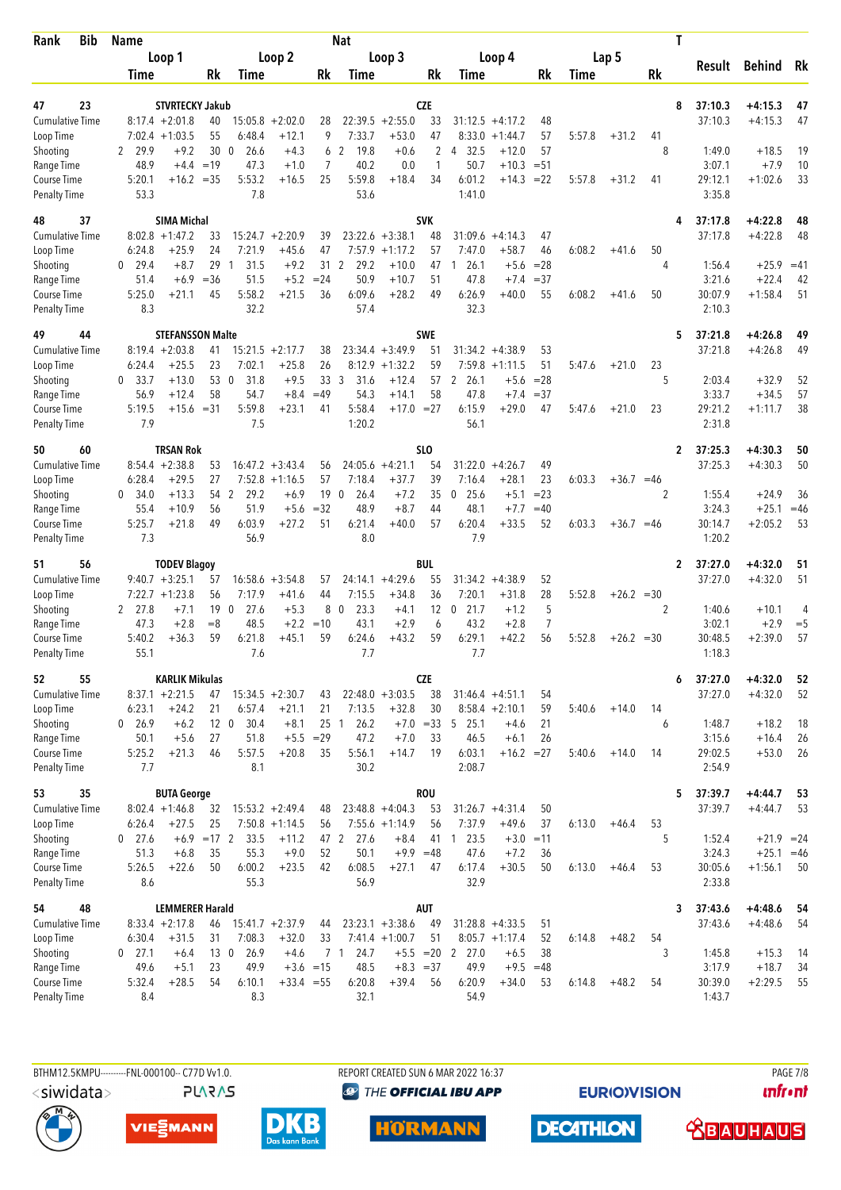| Rank | Bib | Name | | | Nat | | | | | | | | | | T | Result | Behind | Rk |
|---|---|---|---|---|---|---|---|---|---|---|---|---|---|---|---|---|---|---|
| | | Loop 1 | | | Loop 2 | | | Loop 3 | | | Loop 4 | | | Lap 5 | | | | |
| | | Time | | Rk | Time | | Rk | Time | | Rk | Time | | Rk | Time | | Rk | | |
| 47 | 23 | STVRTECKY Jakub | | | | | | CZE | | | | | | | 8 | 37:10.3 | +4:15.3 | 47 |
| Cumulative Time | | 8:17.4 | +2:01.8 | 40 | 15:05.8 | +2:02.0 | 28 | 22:39.5 | +2:55.0 | 33 | 31:12.5 | +4:17.2 | 48 | | | | 37:10.3 | +4:15.3 | 47 |
| Loop Time | | 7:02.4 | +1:03.5 | 55 | 6:48.4 | +12.1 | 9 | 7:33.7 | +53.0 | 47 | 8:33.0 | +1:44.7 | 57 | 5:57.8 | +31.2 | 41 | | |
| Shooting | | 2  29.9 | +9.2 | 30 | 0  26.6 | +4.3 | 6 | 2  19.8 | +0.6 | 2 | 4  32.5 | +12.0 | 57 | | | 8 | 1:49.0 | +18.5 | 19 |
| Range Time | | 48.9 | +4.4 | =19 | 47.3 | +1.0 | 7 | 40.2 | 0.0 | 1 | 50.7 | +10.3 | =51 | | | | 3:07.1 | +7.9 | 10 |
| Course Time | | 5:20.1 | +16.2 | =35 | 5:53.2 | +16.5 | 25 | 5:59.8 | +18.4 | 34 | 6:01.2 | +14.3 | =22 | 5:57.8 | +31.2 | 41 | 29:12.1 | +1:02.6 | 33 |
| Penalty Time | | 53.3 | | | 7.8 | | | 53.6 | | | 1:41.0 | | | | | | 3:35.8 | | |
| 48 | 37 | SIMA Michal | | | | | | SVK | | | | | | | 4 | 37:17.8 | +4:22.8 | 48 |
| Cumulative Time | | 8:02.8 | +1:47.2 | 33 | 15:24.7 | +2:20.9 | 39 | 23:22.6 | +3:38.1 | 48 | 31:09.6 | +4:14.3 | 47 | | | | 37:17.8 | +4:22.8 | 48 |
| Loop Time | | 6:24.8 | +25.9 | 24 | 7:21.9 | +45.6 | 47 | 7:57.9 | +1:17.2 | 57 | 7:47.0 | +58.7 | 46 | 6:08.2 | +41.6 | 50 | | |
| Shooting | | 0  29.4 | +8.7 | 29 | 1  31.5 | +9.2 | 31 | 2  29.2 | +10.0 | 47 | 1  26.1 | +5.6 | =28 | | | 4 | 1:56.4 | +25.9 | =41 |
| Range Time | | 51.4 | +6.9 | =36 | 51.5 | +5.2 | =24 | 50.9 | +10.7 | 51 | 47.8 | +7.4 | =37 | | | | 3:21.6 | +22.4 | 42 |
| Course Time | | 5:25.0 | +21.1 | 45 | 5:58.2 | +21.5 | 36 | 6:09.6 | +28.2 | 49 | 6:26.9 | +40.0 | 55 | 6:08.2 | +41.6 | 50 | 30:07.9 | +1:58.4 | 51 |
| Penalty Time | | 8.3 | | | 32.2 | | | 57.4 | | | 32.3 | | | | | | 2:10.3 | | |
| 49 | 44 | STEFANSSON Malte | | | | | | SWE | | | | | | | 5 | 37:21.8 | +4:26.8 | 49 |
| Cumulative Time | | 8:19.4 | +2:03.8 | 41 | 15:21.5 | +2:17.7 | 38 | 23:34.4 | +3:49.9 | 51 | 31:34.2 | +4:38.9 | 53 | | | | 37:21.8 | +4:26.8 | 49 |
| Loop Time | | 6:24.4 | +25.5 | 23 | 7:02.1 | +25.8 | 26 | 8:12.9 | +1:32.2 | 59 | 7:59.8 | +1:11.5 | 51 | 5:47.6 | +21.0 | 23 | | |
| Shooting | | 0  33.7 | +13.0 | 53 | 0  31.8 | +9.5 | 33 | 3  31.6 | +12.4 | 57 | 2  26.1 | +5.6 | =28 | | | 5 | 2:03.4 | +32.9 | 52 |
| Range Time | | 56.9 | +12.4 | 58 | 54.7 | +8.4 | =49 | 54.3 | +14.1 | 58 | 47.8 | +7.4 | =37 | | | | 3:33.7 | +34.5 | 57 |
| Course Time | | 5:19.5 | +15.6 | =31 | 5:59.8 | +23.1 | 41 | 5:58.4 | +17.0 | =27 | 6:15.9 | +29.0 | 47 | 5:47.6 | +21.0 | 23 | 29:21.2 | +1:11.7 | 38 |
| Penalty Time | | 7.9 | | | 7.5 | | | 1:20.2 | | | 56.1 | | | | | | 2:31.8 | | |
| 50 | 60 | TRSAN Rok | | | | | | SLO | | | | | | | 2 | 37:25.3 | +4:30.3 | 50 |
| Cumulative Time | | 8:54.4 | +2:38.8 | 53 | 16:47.2 | +3:43.4 | 56 | 24:05.6 | +4:21.1 | 54 | 31:22.0 | +4:26.7 | 49 | | | | 37:25.3 | +4:30.3 | 50 |
| Loop Time | | 6:28.4 | +29.5 | 27 | 7:52.8 | +1:16.5 | 57 | 7:18.4 | +37.7 | 39 | 7:16.4 | +28.1 | 23 | 6:03.3 | +36.7 | =46 | | |
| Shooting | | 0  34.0 | +13.3 | 54 | 2  29.2 | +6.9 | 19 | 0  26.4 | +7.2 | 35 | 0  25.6 | +5.1 | =23 | | | 2 | 1:55.4 | +24.9 | 36 |
| Range Time | | 55.4 | +10.9 | 56 | 51.9 | +5.6 | =32 | 48.9 | +8.7 | 44 | 48.1 | +7.7 | =40 | | | | 3:24.3 | +25.1 | =46 |
| Course Time | | 5:25.7 | +21.8 | 49 | 6:03.9 | +27.2 | 51 | 6:21.4 | +40.0 | 57 | 6:20.4 | +33.5 | 52 | 6:03.3 | +36.7 | =46 | 30:14.7 | +2:05.2 | 53 |
| Penalty Time | | 7.3 | | | 56.9 | | | 8.0 | | | 7.9 | | | | | | 1:20.2 | | |
| 51 | 56 | TODEV Blagoy | | | | | | BUL | | | | | | | 2 | 37:27.0 | +4:32.0 | 51 |
| Cumulative Time | | 9:40.7 | +3:25.1 | 57 | 16:58.6 | +3:54.8 | 57 | 24:14.1 | +4:29.6 | 55 | 31:34.2 | +4:38.9 | 52 | | | | 37:27.0 | +4:32.0 | 51 |
| Loop Time | | 7:22.7 | +1:23.8 | 56 | 7:17.9 | +41.6 | 44 | 7:15.5 | +34.8 | 36 | 7:20.1 | +31.8 | 28 | 5:52.8 | +26.2 | =30 | | |
| Shooting | | 2  27.8 | +7.1 | 19 | 0  27.6 | +5.3 | 8 | 0  23.3 | +4.1 | 12 | 0  21.7 | +1.2 | 5 | | | 2 | 1:40.6 | +10.1 | 4 |
| Range Time | | 47.3 | +2.8 | =8 | 48.5 | +2.2 | =10 | 43.1 | +2.9 | 6 | 43.2 | +2.8 | 7 | | | | 3:02.1 | +2.9 | =5 |
| Course Time | | 5:40.2 | +36.3 | 59 | 6:21.8 | +45.1 | 59 | 6:24.6 | +43.2 | 59 | 6:29.1 | +42.2 | 56 | 5:52.8 | +26.2 | =30 | 30:48.5 | +2:39.0 | 57 |
| Penalty Time | | 55.1 | | | 7.6 | | | 7.7 | | | 7.7 | | | | | | 1:18.3 | | |
| 52 | 55 | KARLIK Mikulas | | | | | | CZE | | | | | | | 6 | 37:27.0 | +4:32.0 | 52 |
| Cumulative Time | | 8:37.1 | +2:21.5 | 47 | 15:34.5 | +2:30.7 | 43 | 22:48.0 | +3:03.5 | 38 | 31:46.4 | +4:51.1 | 54 | | | | 37:27.0 | +4:32.0 | 52 |
| Loop Time | | 6:23.1 | +24.2 | 21 | 6:57.4 | +21.1 | 21 | 7:13.5 | +32.8 | 30 | 8:58.4 | +2:10.1 | 59 | 5:40.6 | +14.0 | 14 | | |
| Shooting | | 0  26.9 | +6.2 | 12 | 0  30.4 | +8.1 | 25 | 1  26.2 | +7.0 | =33 | 5  25.1 | +4.6 | 21 | | | 6 | 1:48.7 | +18.2 | 18 |
| Range Time | | 50.1 | +5.6 | 27 | 51.8 | +5.5 | =29 | 47.2 | +7.0 | 33 | 46.5 | +6.1 | 26 | | | | 3:15.6 | +16.4 | 26 |
| Course Time | | 5:25.2 | +21.3 | 46 | 5:57.5 | +20.8 | 35 | 5:56.1 | +14.7 | 19 | 6:03.1 | +16.2 | =27 | 5:40.6 | +14.0 | 14 | 29:02.5 | +53.0 | 26 |
| Penalty Time | | 7.7 | | | 8.1 | | | 30.2 | | | 2:08.7 | | | | | | 2:54.9 | | |
| 53 | 35 | BUTA George | | | | | | ROU | | | | | | | 5 | 37:39.7 | +4:44.7 | 53 |
| Cumulative Time | | 8:02.4 | +1:46.8 | 32 | 15:53.2 | +2:49.4 | 48 | 23:48.8 | +4:04.3 | 53 | 31:26.7 | +4:31.4 | 50 | | | | 37:39.7 | +4:44.7 | 53 |
| Loop Time | | 6:26.4 | +27.5 | 25 | 7:50.8 | +1:14.5 | 56 | 7:55.6 | +1:14.9 | 56 | 7:37.9 | +49.6 | 37 | 6:13.0 | +46.4 | 53 | | |
| Shooting | | 0  27.6 | +6.9 | =17 | 2  33.5 | +11.2 | 47 | 2  27.6 | +8.4 | 41 | 1  23.5 | +3.0 | =11 | | | 5 | 1:52.4 | +21.9 | =24 |
| Range Time | | 51.3 | +6.8 | 35 | 55.3 | +9.0 | 52 | 50.1 | +9.9 | =48 | 47.6 | +7.2 | 36 | | | | 3:24.3 | +25.1 | =46 |
| Course Time | | 5:26.5 | +22.6 | 50 | 6:00.2 | +23.5 | 42 | 6:08.5 | +27.1 | 47 | 6:17.4 | +30.5 | 50 | 6:13.0 | +46.4 | 53 | 30:05.6 | +1:56.1 | 50 |
| Penalty Time | | 8.6 | | | 55.3 | | | 56.9 | | | 32.9 | | | | | | 2:33.8 | | |
| 54 | 48 | LEMMERER Harald | | | | | | AUT | | | | | | | 3 | 37:43.6 | +4:48.6 | 54 |
| Cumulative Time | | 8:33.4 | +2:17.8 | 46 | 15:41.7 | +2:37.9 | 44 | 23:23.1 | +3:38.6 | 49 | 31:28.8 | +4:33.5 | 51 | | | | 37:43.6 | +4:48.6 | 54 |
| Loop Time | | 6:30.4 | +31.5 | 31 | 7:08.3 | +32.0 | 33 | 7:41.4 | +1:00.7 | 51 | 8:05.7 | +1:17.4 | 52 | 6:14.8 | +48.2 | 54 | | |
| Shooting | | 0  27.1 | +6.4 | 13 | 0  26.9 | +4.6 | 7 | 1  24.7 | +5.5 | =20 | 2  27.0 | +6.5 | 38 | | | 3 | 1:45.8 | +15.3 | 14 |
| Range Time | | 49.6 | +5.1 | 23 | 49.9 | +3.6 | =15 | 48.5 | +8.3 | =37 | 49.9 | +9.5 | =48 | | | | 3:17.9 | +18.7 | 34 |
| Course Time | | 5:32.4 | +28.5 | 54 | 6:10.1 | +33.4 | =55 | 6:20.8 | +39.4 | 56 | 6:20.9 | +34.0 | 53 | 6:14.8 | +48.2 | 54 | 30:39.9 | +2:29.5 | 55 |
| Penalty Time | | 8.4 | | | 8.3 | | | 32.1 | | | 54.9 | | | | | | 1:43.7 | | |

BTHM12.5KMPU---------FNL-000100-- C77D Vv1.0. REPORT CREATED SUN 6 MAR 2022 16:37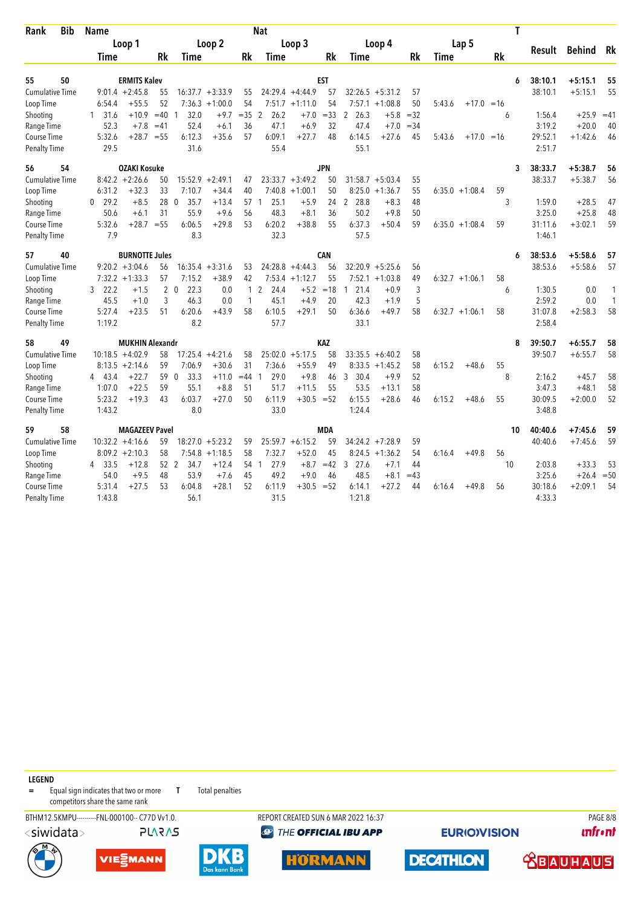| Rank | Bib | Name | | | Nat | | | | | | | | | | | | T | Result | Behind | Rk |
|---|---|---|---|---|---|---|---|---|---|---|---|---|---|---|---|---|---|---|---|---|
| | | Loop 1 | | | Loop 2 | | | Loop 3 | | | Loop 4 | | | Lap 5 | | | | | | |
| | | Time | | Rk | Time | | Rk | Time | | Rk | Time | | Rk | Time | | Rk | | | | |
| 55 | 50 | ERMITS Kalev | | | | | | EST | | | | | | | | | 6 | 38:10.1 | +5:15.1 | 55 |
| Cumulative Time | | 9:01.4 | +2:45.8 | 55 | 16:37.7 | +3:33.9 | 55 | 24:29.4 | +4:44.9 | 57 | 32:26.5 | +5:31.2 | 57 | | | | | 38:10.1 | +5:15.1 | 55 |
| Loop Time | | 6:54.4 | +55.5 | 52 | 7:36.3 | +1:00.0 | 54 | 7:51.7 | +1:11.0 | 54 | 7:57.1 | +1:08.8 | 50 | 5:43.6 | +17.0 | =16 | | | | |
| Shooting | | 1  31.6 | +10.9 | =40 | 1  32.0 | +9.7 | =35 | 2  26.2 | +7.0 | =33 | 2  26.3 | +5.8 | =32 | | | | 6 | 1:56.4 | +25.9 | =41 |
| Range Time | | 52.3 | +7.8 | =41 | 52.4 | +6.1 | 36 | 47.1 | +6.9 | 32 | 47.4 | +7.0 | =34 | | | | | 3:19.2 | +20.0 | 40 |
| Course Time | | 5:32.6 | +28.7 | =55 | 6:12.3 | +35.6 | 57 | 6:09.1 | +27.7 | 48 | 6:14.5 | +27.6 | 45 | 5:43.6 | +17.0 | =16 | | 29:52.1 | +1:42.6 | 46 |
| Penalty Time | | 29.5 | | | 31.6 | | | 55.4 | | | 55.1 | | | | | | | 2:51.7 | | |
| 56 | 54 | OZAKI Kosuke | | | | | | JPN | | | | | | | | | 3 | 38:33.7 | +5:38.7 | 56 |
| Cumulative Time | | 8:42.2 | +2:26.6 | 50 | 15:52.9 | +2:49.1 | 47 | 23:33.7 | +3:49.2 | 50 | 31:58.7 | +5:03.4 | 55 | | | | | 38:33.7 | +5:38.7 | 56 |
| Loop Time | | 6:31.2 | +32.3 | 33 | 7:10.7 | +34.4 | 40 | 7:40.8 | +1:00.1 | 50 | 8:25.0 | +1:36.7 | 55 | 6:35.0 | +1:08.4 | 59 | | | | |
| Shooting | | 0  29.2 | +8.5 | 28 | 0  35.7 | +13.4 | 57 | 1  25.1 | +5.9 | 24 | 2  28.8 | +8.3 | 48 | | | | 3 | 1:59.0 | +28.5 | 47 |
| Range Time | | 50.6 | +6.1 | 31 | 55.9 | +9.6 | 56 | 48.3 | +8.1 | 36 | 50.2 | +9.8 | 50 | | | | | 3:25.0 | +25.8 | 48 |
| Course Time | | 5:32.6 | +28.7 | =55 | 6:06.5 | +29.8 | 53 | 6:20.2 | +38.8 | 55 | 6:37.3 | +50.4 | 59 | 6:35.0 | +1:08.4 | 59 | | 31:11.6 | +3:02.1 | 59 |
| Penalty Time | | 7.9 | | | 8.3 | | | 32.3 | | | 57.5 | | | | | | | 1:46.1 | | |
| 57 | 40 | BURNOTTE Jules | | | | | | CAN | | | | | | | | | 6 | 38:53.6 | +5:58.6 | 57 |
| Cumulative Time | | 9:20.2 | +3:04.6 | 56 | 16:35.4 | +3:31.6 | 53 | 24:28.8 | +4:44.3 | 56 | 32:20.9 | +5:25.6 | 56 | | | | | 38:53.6 | +5:58.6 | 57 |
| Loop Time | | 7:32.2 | +1:33.3 | 57 | 7:15.2 | +38.9 | 42 | 7:53.4 | +1:12.7 | 55 | 7:52.1 | +1:03.8 | 49 | 6:32.7 | +1:06.1 | 58 | | | | |
| Shooting | | 3  22.2 | +1.5 | 2 | 0  22.3 | 0.0 | 1 | 2  24.4 | +5.2 | =18 | 1  21.4 | +0.9 | 3 | | | | 6 | 1:30.5 | 0.0 | 1 |
| Range Time | | 45.5 | +1.0 | 3 | 46.3 | 0.0 | 1 | 45.1 | +4.9 | 20 | 42.3 | +1.9 | 5 | | | | | 2:59.2 | 0.0 | 1 |
| Course Time | | 5:27.4 | +23.5 | 51 | 6:20.6 | +43.9 | 58 | 6:10.5 | +29.1 | 50 | 6:36.6 | +49.7 | 58 | 6:32.7 | +1:06.1 | 58 | | 31:07.8 | +2:58.3 | 58 |
| Penalty Time | | 1:19.2 | | | 8.2 | | | 57.7 | | | 33.1 | | | | | | | 2:58.4 | | |
| 58 | 49 | MUKHIN Alexandr | | | | | | KAZ | | | | | | | | | 8 | 39:50.7 | +6:55.7 | 58 |
| Cumulative Time | | 10:18.5 | +4:02.9 | 58 | 17:25.4 | +4:21.6 | 58 | 25:02.0 | +5:17.5 | 58 | 33:35.5 | +6:40.2 | 58 | | | | | 39:50.7 | +6:55.7 | 58 |
| Loop Time | | 8:13.5 | +2:14.6 | 59 | 7:06.9 | +30.6 | 31 | 7:36.6 | +55.9 | 49 | 8:33.5 | +1:45.2 | 58 | 6:15.2 | +48.6 | 55 | | | | |
| Shooting | | 4  43.4 | +22.7 | 59 | 0  33.3 | +11.0 | =44 | 1  29.0 | +9.8 | 46 | 3  30.4 | +9.9 | 52 | | | | 8 | 2:16.2 | +45.7 | 58 |
| Range Time | | 1:07.0 | +22.5 | 59 | 55.1 | +8.8 | 51 | 51.7 | +11.5 | 55 | 53.5 | +13.1 | 58 | | | | | 3:47.3 | +48.1 | 58 |
| Course Time | | 5:23.2 | +19.3 | 43 | 6:03.7 | +27.0 | 50 | 6:11.9 | +30.5 | =52 | 6:15.5 | +28.6 | 46 | 6:15.2 | +48.6 | 55 | | 30:09.5 | +2:00.0 | 52 |
| Penalty Time | | 1:43.2 | | | 8.0 | | | 33.0 | | | 1:24.4 | | | | | | | 3:48.8 | | |
| 59 | 58 | MAGAZEEV Pavel | | | | | | MDA | | | | | | | | | 10 | 40:40.6 | +7:45.6 | 59 |
| Cumulative Time | | 10:32.2 | +4:16.6 | 59 | 18:27.0 | +5:23.2 | 59 | 25:59.7 | +6:15.2 | 59 | 34:24.2 | +7:28.9 | 59 | | | | | 40:40.6 | +7:45.6 | 59 |
| Loop Time | | 8:09.2 | +2:10.3 | 58 | 7:54.8 | +1:18.5 | 58 | 7:32.7 | +52.0 | 45 | 8:24.5 | +1:36.2 | 54 | 6:16.4 | +49.8 | 56 | | | | |
| Shooting | | 4  33.5 | +12.8 | 52 | 2  34.7 | +12.4 | 54 | 1  27.9 | +8.7 | =42 | 3  27.6 | +7.1 | 44 | | | | 10 | 2:03.8 | +33.3 | 53 |
| Range Time | | 54.0 | +9.5 | 48 | 53.9 | +7.6 | 45 | 49.2 | +9.0 | 46 | 48.5 | +8.1 | =43 | | | | | 3:25.6 | +26.4 | =50 |
| Course Time | | 5:31.4 | +27.5 | 53 | 6:04.8 | +28.1 | 52 | 6:11.9 | +30.5 | =52 | 6:14.1 | +27.2 | 44 | 6:16.4 | +49.8 | 56 | | 30:18.6 | +2:09.1 | 54 |
| Penalty Time | | 1:43.8 | | | 56.1 | | | 31.5 | | | 1:21.8 | | | | | | | 4:33.3 | | |

**LEGEND**

= Equal sign indicates that two or more competitors share the same rank

T Total penalties

BTHM12.5KMPU----------FNL-000100-- C77D Vv1.0.

REPORT CREATED SUN 6 MAR 2022 16:37